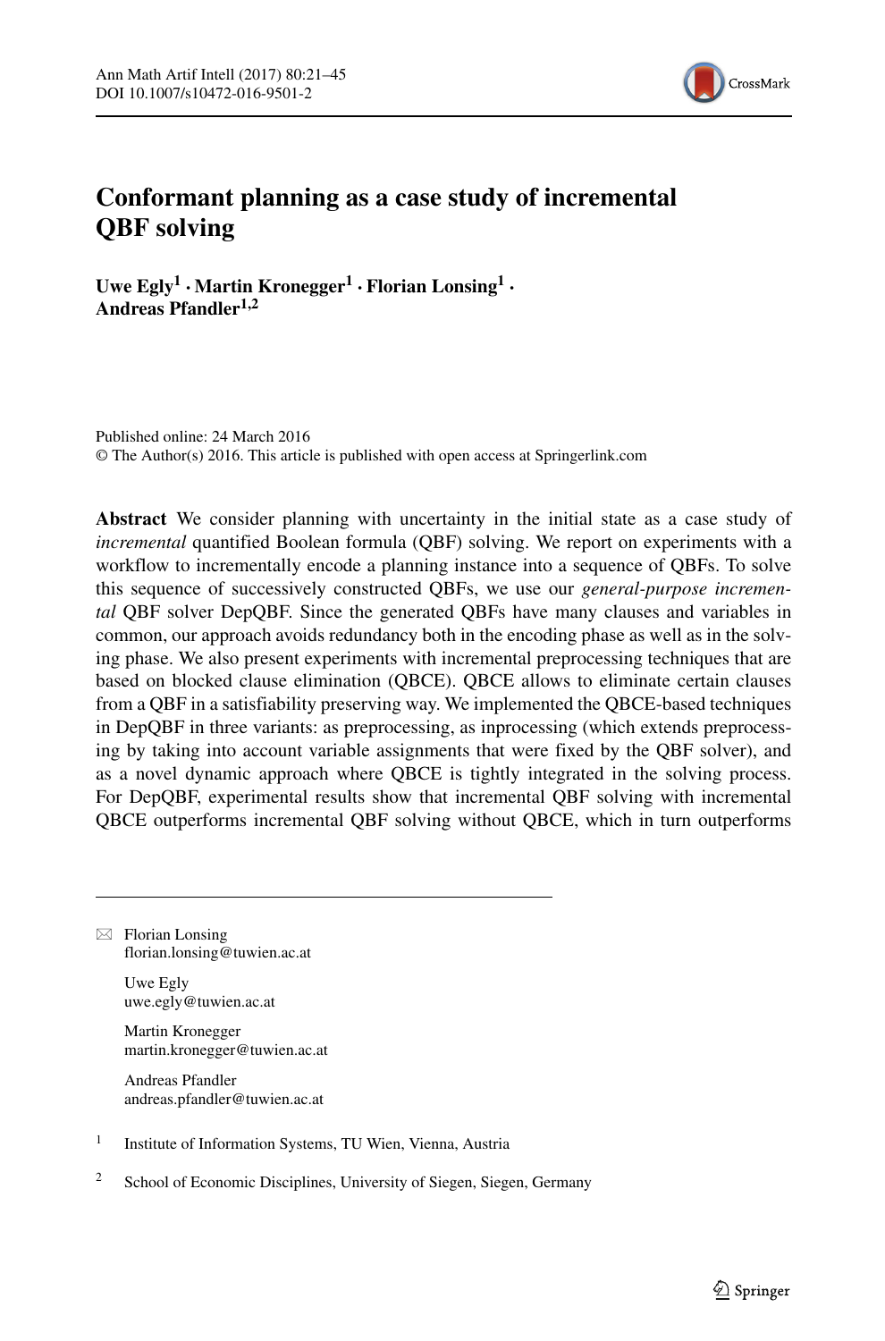# Conformant planning as a case study of incremental QBF solving

**Uwe Egly[1] · Martin Kronegger[1] · Florian Lonsing[1] · Andreas Pfandler[1,2]**

Published online: 24 March 2016
© The Author(s) 2016. This article is published with open access at Springerlink.com

**Abstract** We consider planning with uncertainty in the initial state as a case study of *incremental* quantified Boolean formula (QBF) solving. We report on experiments with a workflow to incrementally encode a planning instance into a sequence of QBFs. To solve this sequence of successively constructed QBFs, we use our *general-purpose incremental* QBF solver DepQBF. Since the generated QBFs have many clauses and variables in common, our approach avoids redundancy both in the encoding phase as well as in the solving phase. We also present experiments with incremental preprocessing techniques that are based on blocked clause elimination (QBCE). QBCE allows to eliminate certain clauses from a QBF in a satisfiability preserving way. We implemented the QBCE-based techniques in DepQBF in three variants: as preprocessing, as inprocessing (which extends preprocessing by taking into account variable assignments that were fixed by the QBF solver), and as a novel dynamic approach where QBCE is tightly integrated in the solving process. For DepQBF, experimental results show that incremental QBF solving with incremental QBCE outperforms incremental QBF solving without QBCE, which in turn outperforms

---

✉ Florian Lonsing
florian.lonsing@tuwien.ac.at

Uwe Egly
uwe.egly@tuwien.ac.at

Martin Kronegger
martin.kronegger@tuwien.ac.at

Andreas Pfandler
andreas.pfandler@tuwien.ac.at

[1] Institute of Information Systems, TU Wien, Vienna, Austria

[2] School of Economic Disciplines, University of Siegen, Siegen, Germany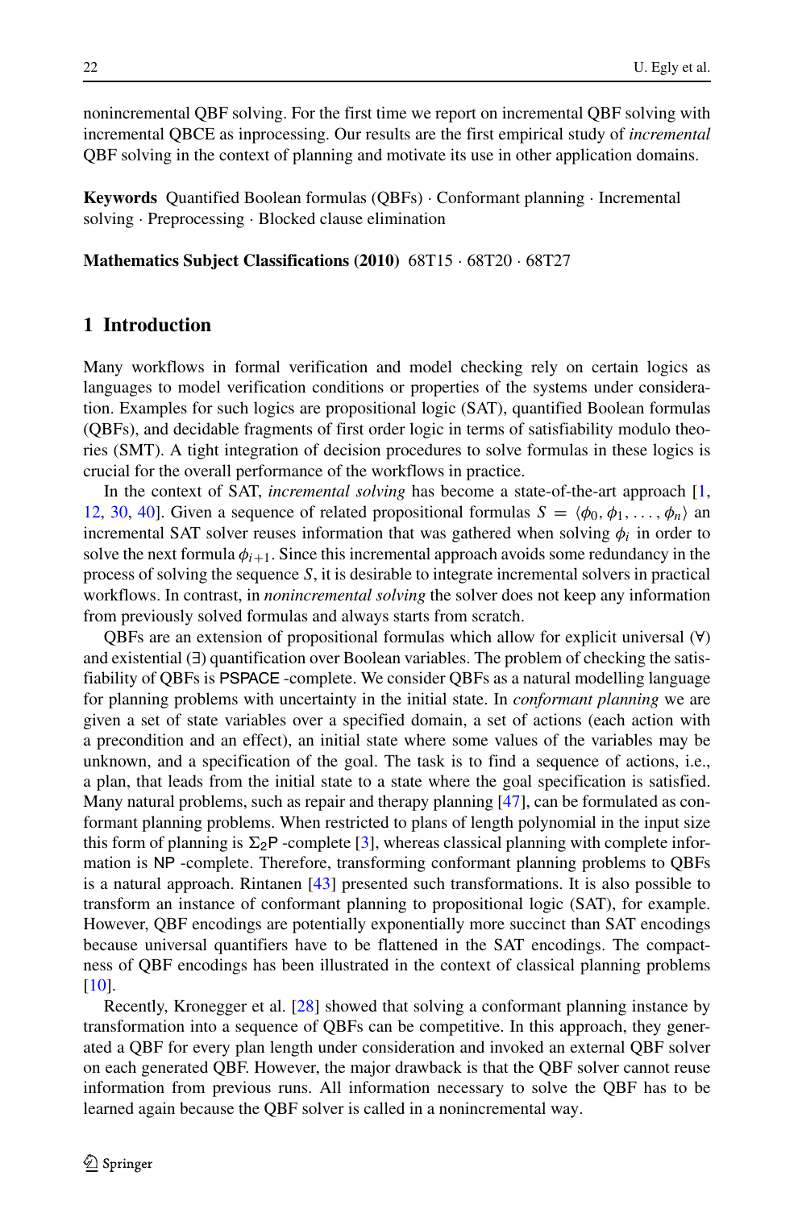nonincremental QBF solving. For the first time we report on incremental QBF solving with incremental QBCE as inprocessing. Our results are the first empirical study of *incremental* QBF solving in the context of planning and motivate its use in other application domains.

**Keywords** Quantified Boolean formulas (QBFs) · Conformant planning · Incremental solving · Preprocessing · Blocked clause elimination

**Mathematics Subject Classifications (2010)** 68T15 · 68T20 · 68T27

## 1 Introduction

Many workflows in formal verification and model checking rely on certain logics as languages to model verification conditions or properties of the systems under consideration. Examples for such logics are propositional logic (SAT), quantified Boolean formulas (QBFs), and decidable fragments of first order logic in terms of satisfiability modulo theories (SMT). A tight integration of decision procedures to solve formulas in these logics is crucial for the overall performance of the workflows in practice.

In the context of SAT, *incremental solving* has become a state-of-the-art approach [1, 12, 30, 40]. Given a sequence of related propositional formulas $S = \langle \phi_0, \phi_1, \ldots, \phi_n \rangle$ an incremental SAT solver reuses information that was gathered when solving $\phi_i$ in order to solve the next formula $\phi_{i+1}$. Since this incremental approach avoids some redundancy in the process of solving the sequence $S$, it is desirable to integrate incremental solvers in practical workflows. In contrast, in *nonincremental solving* the solver does not keep any information from previously solved formulas and always starts from scratch.

QBFs are an extension of propositional formulas which allow for explicit universal ($\forall$) and existential ($\exists$) quantification over Boolean variables. The problem of checking the satisfiability of QBFs is PSPACE -complete. We consider QBFs as a natural modelling language for planning problems with uncertainty in the initial state. In *conformant planning* we are given a set of state variables over a specified domain, a set of actions (each action with a precondition and an effect), an initial state where some values of the variables may be unknown, and a specification of the goal. The task is to find a sequence of actions, i.e., a plan, that leads from the initial state to a state where the goal specification is satisfied. Many natural problems, such as repair and therapy planning [47], can be formulated as conformant planning problems. When restricted to plans of length polynomial in the input size this form of planning is $\Sigma_2$P -complete [3], whereas classical planning with complete information is NP -complete. Therefore, transforming conformant planning problems to QBFs is a natural approach. Rintanen [43] presented such transformations. It is also possible to transform an instance of conformant planning to propositional logic (SAT), for example. However, QBF encodings are potentially exponentially more succinct than SAT encodings because universal quantifiers have to be flattened in the SAT encodings. The compactness of QBF encodings has been illustrated in the context of classical planning problems [10].

Recently, Kronegger et al. [28] showed that solving a conformant planning instance by transformation into a sequence of QBFs can be competitive. In this approach, they generated a QBF for every plan length under consideration and invoked an external QBF solver on each generated QBF. However, the major drawback is that the QBF solver cannot reuse information from previous runs. All information necessary to solve the QBF has to be learned again because the QBF solver is called in a nonincremental way.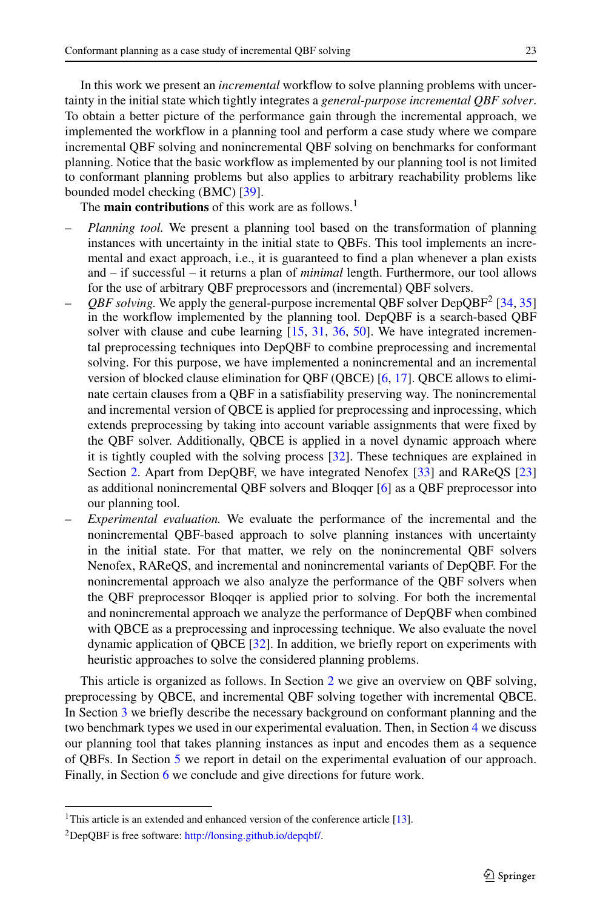In this work we present an *incremental* workflow to solve planning problems with uncertainty in the initial state which tightly integrates a *general-purpose incremental QBF solver*. To obtain a better picture of the performance gain through the incremental approach, we implemented the workflow in a planning tool and perform a case study where we compare incremental QBF solving and nonincremental QBF solving on benchmarks for conformant planning. Notice that the basic workflow as implemented by our planning tool is not limited to conformant planning problems but also applies to arbitrary reachability problems like bounded model checking (BMC) [39].

The **main contributions** of this work are as follows.[1]

- *Planning tool.* We present a planning tool based on the transformation of planning instances with uncertainty in the initial state to QBFs. This tool implements an incremental and exact approach, i.e., it is guaranteed to find a plan whenever a plan exists and – if successful – it returns a plan of *minimal* length. Furthermore, our tool allows for the use of arbitrary QBF preprocessors and (incremental) QBF solvers.
- *QBF solving.* We apply the general-purpose incremental QBF solver DepQBF[2] [34, 35] in the workflow implemented by the planning tool. DepQBF is a search-based QBF solver with clause and cube learning [15, 31, 36, 50]. We have integrated incremental preprocessing techniques into DepQBF to combine preprocessing and incremental solving. For this purpose, we have implemented a nonincremental and an incremental version of blocked clause elimination for QBF (QBCE) [6, 17]. QBCE allows to eliminate certain clauses from a QBF in a satisfiability preserving way. The nonincremental and incremental version of QBCE is applied for preprocessing and inprocessing, which extends preprocessing by taking into account variable assignments that were fixed by the QBF solver. Additionally, QBCE is applied in a novel dynamic approach where it is tightly coupled with the solving process [32]. These techniques are explained in Section 2. Apart from DepQBF, we have integrated Nenofex [33] and RAReQS [23] as additional nonincremental QBF solvers and Bloqqer [6] as a QBF preprocessor into our planning tool.
- *Experimental evaluation.* We evaluate the performance of the incremental and the nonincremental QBF-based approach to solve planning instances with uncertainty in the initial state. For that matter, we rely on the nonincremental QBF solvers Nenofex, RAReQS, and incremental and nonincremental variants of DepQBF. For the nonincremental approach we also analyze the performance of the QBF solvers when the QBF preprocessor Bloqqer is applied prior to solving. For both the incremental and nonincremental approach we analyze the performance of DepQBF when combined with QBCE as a preprocessing and inprocessing technique. We also evaluate the novel dynamic application of QBCE [32]. In addition, we briefly report on experiments with heuristic approaches to solve the considered planning problems.

This article is organized as follows. In Section 2 we give an overview on QBF solving, preprocessing by QBCE, and incremental QBF solving together with incremental QBCE. In Section 3 we briefly describe the necessary background on conformant planning and the two benchmark types we used in our experimental evaluation. Then, in Section 4 we discuss our planning tool that takes planning instances as input and encodes them as a sequence of QBFs. In Section 5 we report in detail on the experimental evaluation of our approach. Finally, in Section 6 we conclude and give directions for future work.

---

[1] This article is an extended and enhanced version of the conference article [13].

[2] DepQBF is free software: http://lonsing.github.io/depqbf/.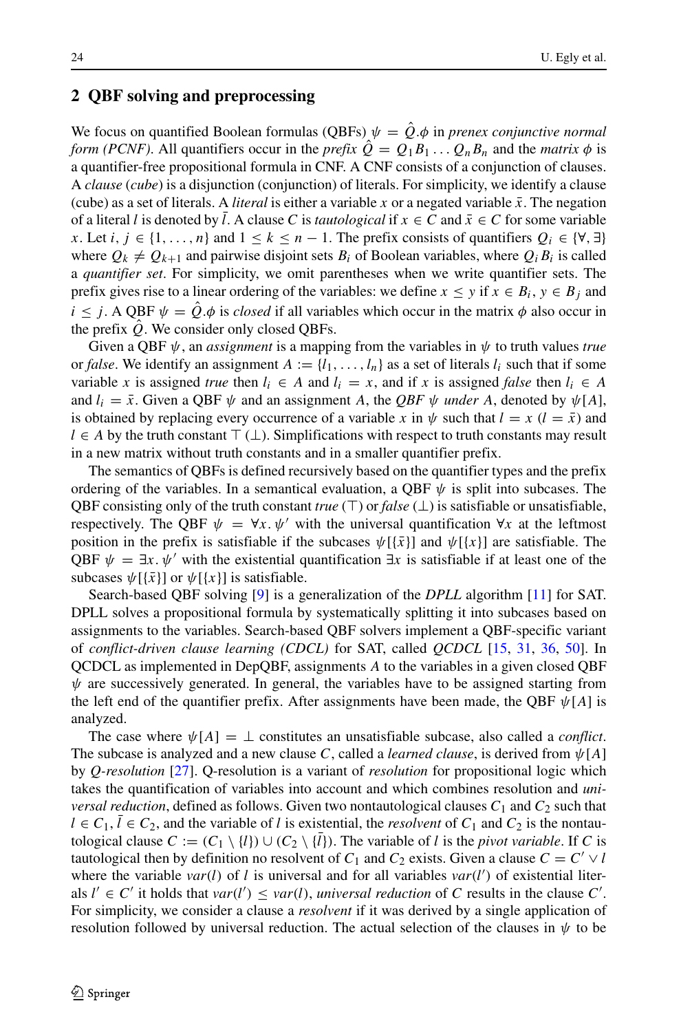## 2 QBF solving and preprocessing

We focus on quantified Boolean formulas (QBFs) $\psi = \hat{Q}.\phi$ in *prenex conjunctive normal form (PCNF)*. All quantifiers occur in the *prefix* $\hat{Q} = Q_1 B_1 \ldots Q_n B_n$ and the *matrix* $\phi$ is a quantifier-free propositional formula in CNF. A CNF consists of a conjunction of clauses. A *clause* (*cube*) is a disjunction (conjunction) of literals. For simplicity, we identify a clause (cube) as a set of literals. A *literal* is either a variable $x$ or a negated variable $\bar{x}$. The negation of a literal $l$ is denoted by $\bar{l}$. A clause $C$ is *tautological* if $x \in C$ and $\bar{x} \in C$ for some variable $x$. Let $i, j \in \{1, \ldots, n\}$ and $1 \leq k \leq n - 1$. The prefix consists of quantifiers $Q_i \in \{\forall, \exists\}$ where $Q_k \neq Q_{k+1}$ and pairwise disjoint sets $B_i$ of Boolean variables, where $Q_i B_i$ is called a *quantifier set*. For simplicity, we omit parentheses when we write quantifier sets. The prefix gives rise to a linear ordering of the variables: we define $x \leq y$ if $x \in B_i$, $y \in B_j$ and $i \leq j$. A QBF $\psi = \hat{Q}.\phi$ is *closed* if all variables which occur in the matrix $\phi$ also occur in the prefix $\hat{Q}$. We consider only closed QBFs.

Given a QBF $\psi$, an *assignment* is a mapping from the variables in $\psi$ to truth values *true* or *false*. We identify an assignment $A := \{l_1, \ldots, l_n\}$ as a set of literals $l_i$ such that if some variable $x$ is assigned *true* then $l_i \in A$ and $l_i = x$, and if $x$ is assigned *false* then $l_i \in A$ and $l_i = \bar{x}$. Given a QBF $\psi$ and an assignment $A$, the *QBF $\psi$ under $A$*, denoted by $\psi[A]$, is obtained by replacing every occurrence of a variable $x$ in $\psi$ such that $l = x$ ($l = \bar{x}$) and $l \in A$ by the truth constant $\top$ ($\bot$). Simplifications with respect to truth constants may result in a new matrix without truth constants and in a smaller quantifier prefix.

The semantics of QBFs is defined recursively based on the quantifier types and the prefix ordering of the variables. In a semantical evaluation, a QBF $\psi$ is split into subcases. The QBF consisting only of the truth constant *true* ($\top$) or *false* ($\bot$) is satisfiable or unsatisfiable, respectively. The QBF $\psi = \forall x. \psi'$ with the universal quantification $\forall x$ at the leftmost position in the prefix is satisfiable if the subcases $\psi[\{\bar{x}\}]$ and $\psi[\{x\}]$ are satisfiable. The QBF $\psi = \exists x. \psi'$ with the existential quantification $\exists x$ is satisfiable if at least one of the subcases $\psi[\{\bar{x}\}]$ or $\psi[\{x\}]$ is satisfiable.

Search-based QBF solving [9] is a generalization of the *DPLL* algorithm [11] for SAT. DPLL solves a propositional formula by systematically splitting it into subcases based on assignments to the variables. Search-based QBF solvers implement a QBF-specific variant of *conflict-driven clause learning (CDCL)* for SAT, called *QCDCL* [15, 31, 36, 50]. In QCDCL as implemented in DepQBF, assignments $A$ to the variables in a given closed QBF $\psi$ are successively generated. In general, the variables have to be assigned starting from the left end of the quantifier prefix. After assignments have been made, the QBF $\psi[A]$ is analyzed.

The case where $\psi[A] = \bot$ constitutes an unsatisfiable subcase, also called a *conflict*. The subcase is analyzed and a new clause $C$, called a *learned clause*, is derived from $\psi[A]$ by *Q-resolution* [27]. Q-resolution is a variant of *resolution* for propositional logic which takes the quantification of variables into account and which combines resolution and *universal reduction*, defined as follows. Given two nontautological clauses $C_1$ and $C_2$ such that $l \in C_1, \bar{l} \in C_2$, and the variable of $l$ is existential, the *resolvent* of $C_1$ and $C_2$ is the nontautological clause $C := (C_1 \setminus \{l\}) \cup (C_2 \setminus \{\bar{l}\})$. The variable of $l$ is the *pivot variable*. If $C$ is tautological then by definition no resolvent of $C_1$ and $C_2$ exists. Given a clause $C = C' \vee l$ where the variable $var(l)$ of $l$ is universal and for all variables $var(l')$ of existential literals $l' \in C'$ it holds that $var(l') \leq var(l)$, *universal reduction* of $C$ results in the clause $C'$. For simplicity, we consider a clause a *resolvent* if it was derived by a single application of resolution followed by universal reduction. The actual selection of the clauses in $\psi$ to be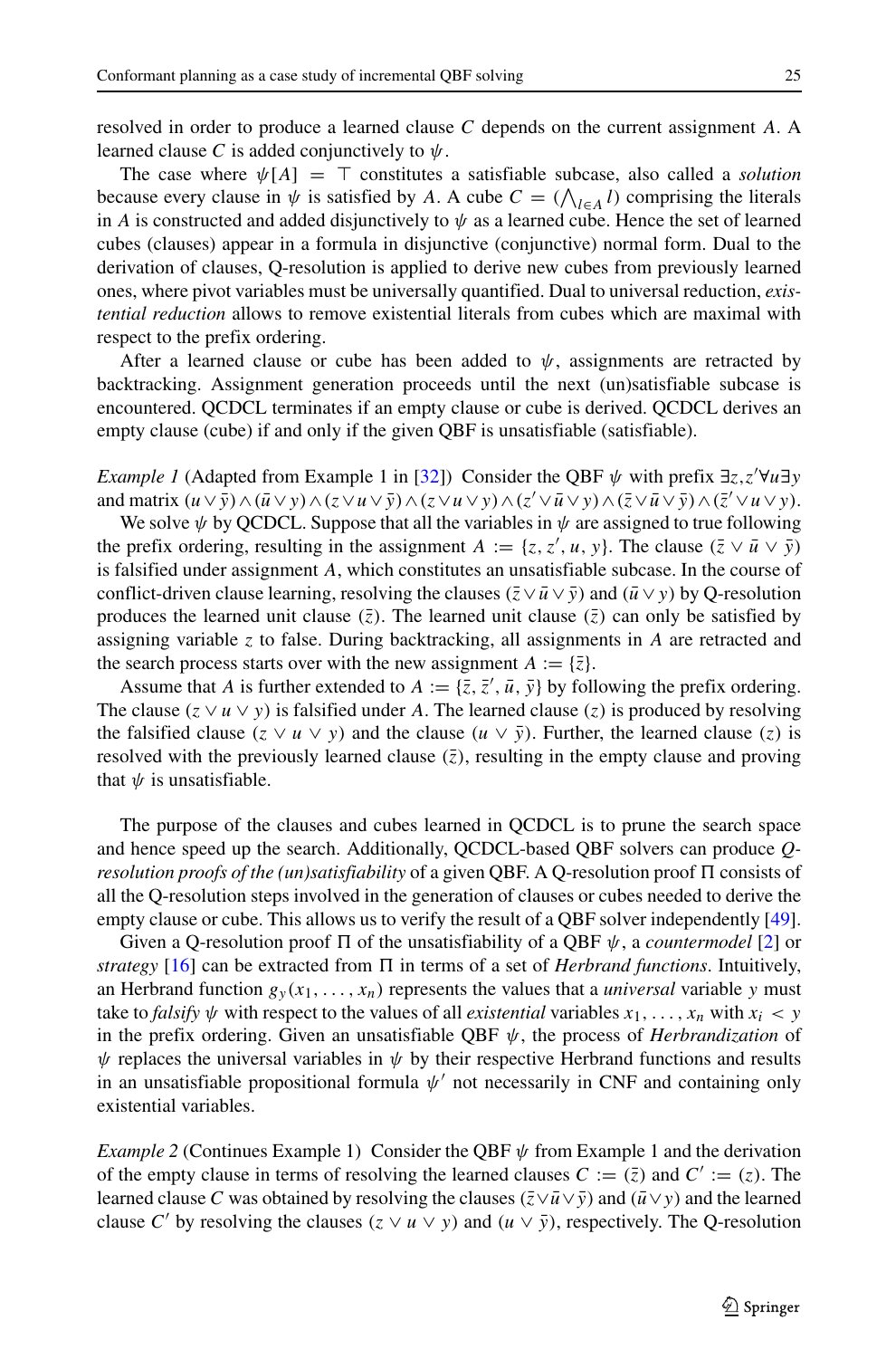resolved in order to produce a learned clause $C$ depends on the current assignment $A$. A learned clause $C$ is added conjunctively to $\psi$.

The case where $\psi[A] = \top$ constitutes a satisfiable subcase, also called a *solution* because every clause in $\psi$ is satisfied by $A$. A cube $C = (\bigwedge_{l \in A} l)$ comprising the literals in $A$ is constructed and added disjunctively to $\psi$ as a learned cube. Hence the set of learned cubes (clauses) appear in a formula in disjunctive (conjunctive) normal form. Dual to the derivation of clauses, Q-resolution is applied to derive new cubes from previously learned ones, where pivot variables must be universally quantified. Dual to universal reduction, *existential reduction* allows to remove existential literals from cubes which are maximal with respect to the prefix ordering.

After a learned clause or cube has been added to $\psi$, assignments are retracted by backtracking. Assignment generation proceeds until the next (un)satisfiable subcase is encountered. QCDCL terminates if an empty clause or cube is derived. QCDCL derives an empty clause (cube) if and only if the given QBF is unsatisfiable (satisfiable).

*Example 1* (Adapted from Example 1 in [32]) Consider the QBF $\psi$ with prefix $\exists z, z' \forall u \exists y$ and matrix $(u \vee \bar{y}) \wedge (\bar{u} \vee y) \wedge (z \vee u \vee \bar{y}) \wedge (z \vee u \vee y) \wedge (z' \vee \bar{u} \vee y) \wedge (\bar{z} \vee \bar{u} \vee \bar{y}) \wedge (\bar{z}' \vee u \vee y)$.

We solve $\psi$ by QCDCL. Suppose that all the variables in $\psi$ are assigned to true following the prefix ordering, resulting in the assignment $A := \{z, z', u, y\}$. The clause $(\bar{z} \vee \bar{u} \vee \bar{y})$ is falsified under assignment $A$, which constitutes an unsatisfiable subcase. In the course of conflict-driven clause learning, resolving the clauses $(\bar{z} \vee \bar{u} \vee \bar{y})$ and $(\bar{u} \vee y)$ by Q-resolution produces the learned unit clause $(\bar{z})$. The learned unit clause $(\bar{z})$ can only be satisfied by assigning variable $z$ to false. During backtracking, all assignments in $A$ are retracted and the search process starts over with the new assignment $A := \{\bar{z}\}$.

Assume that $A$ is further extended to $A := \{\bar{z}, \bar{z}', \bar{u}, \bar{y}\}$ by following the prefix ordering. The clause $(z \vee u \vee y)$ is falsified under $A$. The learned clause $(z)$ is produced by resolving the falsified clause $(z \vee u \vee y)$ and the clause $(u \vee \bar{y})$. Further, the learned clause $(z)$ is resolved with the previously learned clause $(\bar{z})$, resulting in the empty clause and proving that $\psi$ is unsatisfiable.

The purpose of the clauses and cubes learned in QCDCL is to prune the search space and hence speed up the search. Additionally, QCDCL-based QBF solvers can produce *Q-resolution proofs of the (un)satisfiability* of a given QBF. A Q-resolution proof $\Pi$ consists of all the Q-resolution steps involved in the generation of clauses or cubes needed to derive the empty clause or cube. This allows us to verify the result of a QBF solver independently [49].

Given a Q-resolution proof $\Pi$ of the unsatisfiability of a QBF $\psi$, a *countermodel* [2] or *strategy* [16] can be extracted from $\Pi$ in terms of a set of *Herbrand functions*. Intuitively, an Herbrand function $g_y(x_1, \ldots, x_n)$ represents the values that a *universal* variable $y$ must take to *falsify* $\psi$ with respect to the values of all *existential* variables $x_1, \ldots, x_n$ with $x_i < y$ in the prefix ordering. Given an unsatisfiable QBF $\psi$, the process of *Herbrandization* of $\psi$ replaces the universal variables in $\psi$ by their respective Herbrand functions and results in an unsatisfiable propositional formula $\psi'$ not necessarily in CNF and containing only existential variables.

*Example 2* (Continues Example 1) Consider the QBF $\psi$ from Example 1 and the derivation of the empty clause in terms of resolving the learned clauses $C := (\bar{z})$ and $C' := (z)$. The learned clause $C$ was obtained by resolving the clauses $(\bar{z} \vee \bar{u} \vee \bar{y})$ and $(\bar{u} \vee y)$ and the learned clause $C'$ by resolving the clauses $(z \vee u \vee y)$ and $(u \vee \bar{y})$, respectively. The Q-resolution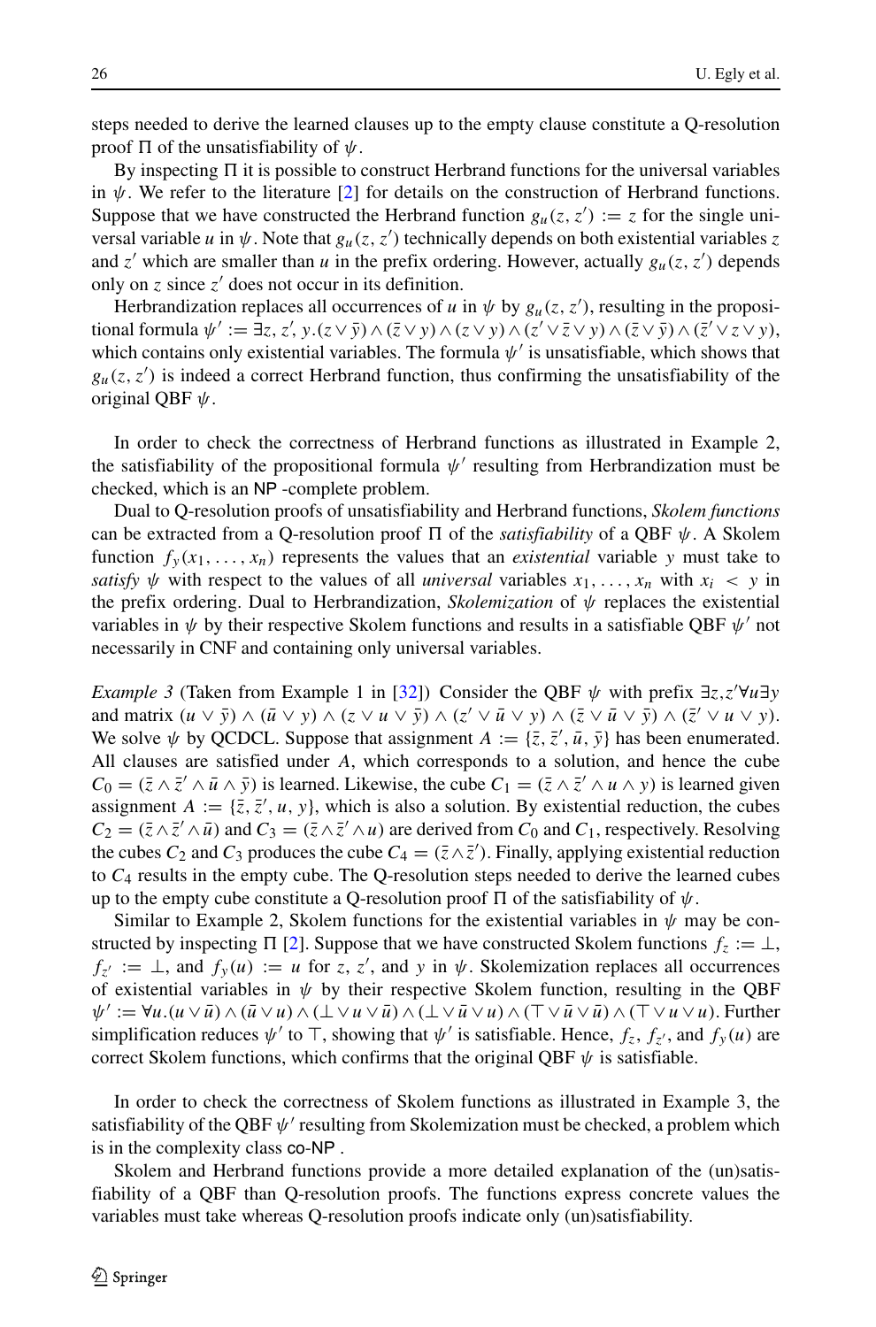steps needed to derive the learned clauses up to the empty clause constitute a Q-resolution proof $\Pi$ of the unsatisfiability of $\psi$.

By inspecting $\Pi$ it is possible to construct Herbrand functions for the universal variables in $\psi$. We refer to the literature [2] for details on the construction of Herbrand functions. Suppose that we have constructed the Herbrand function $g_u(z, z') := z$ for the single universal variable $u$ in $\psi$. Note that $g_u(z, z')$ technically depends on both existential variables $z$ and $z'$ which are smaller than $u$ in the prefix ordering. However, actually $g_u(z, z')$ depends only on $z$ since $z'$ does not occur in its definition.

Herbrandization replaces all occurrences of $u$ in $\psi$ by $g_u(z, z')$, resulting in the propositional formula $\psi' := \exists z, z', y.(z \vee \bar{y}) \wedge (\bar{z} \vee y) \wedge (z \vee y) \wedge (z' \vee \bar{z} \vee y) \wedge (\bar{z} \vee \bar{y}) \wedge (\bar{z}' \vee z \vee y)$, which contains only existential variables. The formula $\psi'$ is unsatisfiable, which shows that $g_u(z, z')$ is indeed a correct Herbrand function, thus confirming the unsatisfiability of the original QBF $\psi$.

In order to check the correctness of Herbrand functions as illustrated in Example 2, the satisfiability of the propositional formula $\psi'$ resulting from Herbrandization must be checked, which is an NP -complete problem.

Dual to Q-resolution proofs of unsatisfiability and Herbrand functions, *Skolem functions* can be extracted from a Q-resolution proof $\Pi$ of the *satisfiability* of a QBF $\psi$. A Skolem function $f_y(x_1, \ldots, x_n)$ represents the values that an *existential* variable $y$ must take to *satisfy* $\psi$ with respect to the values of all *universal* variables $x_1, \ldots, x_n$ with $x_i < y$ in the prefix ordering. Dual to Herbrandization, *Skolemization* of $\psi$ replaces the existential variables in $\psi$ by their respective Skolem functions and results in a satisfiable QBF $\psi'$ not necessarily in CNF and containing only universal variables.

*Example 3* (Taken from Example 1 in [32]) Consider the QBF $\psi$ with prefix $\exists z, z' \forall u \exists y$ and matrix $(u \vee \bar{y}) \wedge (\bar{u} \vee y) \wedge (z \vee u \vee \bar{y}) \wedge (z' \vee \bar{u} \vee y) \wedge (\bar{z} \vee \bar{u} \vee \bar{y}) \wedge (\bar{z}' \vee u \vee y)$. We solve $\psi$ by QCDCL. Suppose that assignment $A := \{\bar{z}, \bar{z}', \bar{u}, \bar{y}\}$ has been enumerated. All clauses are satisfied under $A$, which corresponds to a solution, and hence the cube $C_0 = (\bar{z} \wedge \bar{z}' \wedge \bar{u} \wedge \bar{y})$ is learned. Likewise, the cube $C_1 = (\bar{z} \wedge \bar{z}' \wedge u \wedge y)$ is learned given assignment $A := \{\bar{z}, \bar{z}', u, y\}$, which is also a solution. By existential reduction, the cubes $C_2 = (\bar{z} \wedge \bar{z}' \wedge \bar{u})$ and $C_3 = (\bar{z} \wedge \bar{z}' \wedge u)$ are derived from $C_0$ and $C_1$, respectively. Resolving the cubes $C_2$ and $C_3$ produces the cube $C_4 = (\bar{z} \wedge \bar{z}')$. Finally, applying existential reduction to $C_4$ results in the empty cube. The Q-resolution steps needed to derive the learned cubes up to the empty cube constitute a Q-resolution proof $\Pi$ of the satisfiability of $\psi$.

Similar to Example 2, Skolem functions for the existential variables in $\psi$ may be constructed by inspecting $\Pi$ [2]. Suppose that we have constructed Skolem functions $f_z := \bot$, $f_{z'} := \bot$, and $f_y(u) := u$ for $z$, $z'$, and $y$ in $\psi$. Skolemization replaces all occurrences of existential variables in $\psi$ by their respective Skolem function, resulting in the QBF $\psi' := \forall u.(u \vee \bar{u}) \wedge (\bar{u} \vee u) \wedge (\bot \vee u \vee \bar{u}) \wedge (\bot \vee \bar{u} \vee u) \wedge (\top \vee \bar{u} \vee \bar{u}) \wedge (\top \vee u \vee u)$. Further simplification reduces $\psi'$ to $\top$, showing that $\psi'$ is satisfiable. Hence, $f_z$, $f_{z'}$, and $f_y(u)$ are correct Skolem functions, which confirms that the original QBF $\psi$ is satisfiable.

In order to check the correctness of Skolem functions as illustrated in Example 3, the satisfiability of the QBF $\psi'$ resulting from Skolemization must be checked, a problem which is in the complexity class co-NP .

Skolem and Herbrand functions provide a more detailed explanation of the (un)satisfiability of a QBF than Q-resolution proofs. The functions express concrete values the variables must take whereas Q-resolution proofs indicate only (un)satisfiability.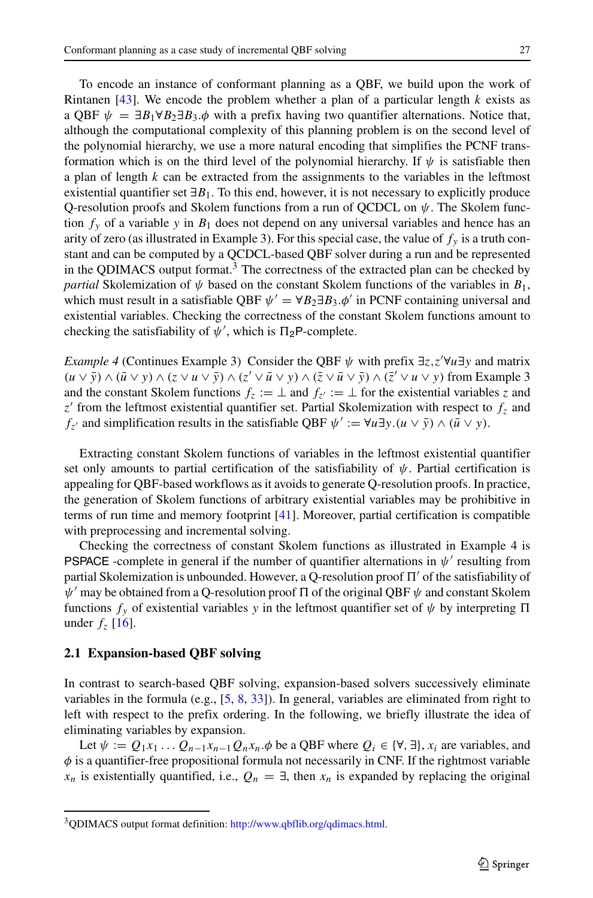To encode an instance of conformant planning as a QBF, we build upon the work of Rintanen [43]. We encode the problem whether a plan of a particular length $k$ exists as a QBF $\psi = \exists B_1 \forall B_2 \exists B_3.\phi$ with a prefix having two quantifier alternations. Notice that, although the computational complexity of this planning problem is on the second level of the polynomial hierarchy, we use a more natural encoding that simplifies the PCNF transformation which is on the third level of the polynomial hierarchy. If $\psi$ is satisfiable then a plan of length $k$ can be extracted from the assignments to the variables in the leftmost existential quantifier set $\exists B_1$. To this end, however, it is not necessary to explicitly produce Q-resolution proofs and Skolem functions from a run of QCDCL on $\psi$. The Skolem function $f_y$ of a variable $y$ in $B_1$ does not depend on any universal variables and hence has an arity of zero (as illustrated in Example 3). For this special case, the value of $f_y$ is a truth constant and can be computed by a QCDCL-based QBF solver during a run and be represented in the QDIMACS output format.[3] The correctness of the extracted plan can be checked by *partial* Skolemization of $\psi$ based on the constant Skolem functions of the variables in $B_1$, which must result in a satisfiable QBF $\psi' = \forall B_2 \exists B_3.\phi'$ in PCNF containing universal and existential variables. Checking the correctness of the constant Skolem functions amount to checking the satisfiability of $\psi'$, which is $\Pi_2$P-complete.

*Example 4* (Continues Example 3) Consider the QBF $\psi$ with prefix $\exists z, z' \forall u \exists y$ and matrix $(u \vee \bar{y}) \wedge (\bar{u} \vee y) \wedge (z \vee u \vee \bar{y}) \wedge (z' \vee \bar{u} \vee y) \wedge (\bar{z} \vee \bar{u} \vee \bar{y}) \wedge (\bar{z}' \vee u \vee y)$ from Example 3 and the constant Skolem functions $f_z := \bot$ and $f_{z'} := \bot$ for the existential variables $z$ and $z'$ from the leftmost existential quantifier set. Partial Skolemization with respect to $f_z$ and $f_{z'}$ and simplification results in the satisfiable QBF $\psi' := \forall u \exists y.(u \vee \bar{y}) \wedge (\bar{u} \vee y)$.

Extracting constant Skolem functions of variables in the leftmost existential quantifier set only amounts to partial certification of the satisfiability of $\psi$. Partial certification is appealing for QBF-based workflows as it avoids to generate Q-resolution proofs. In practice, the generation of Skolem functions of arbitrary existential variables may be prohibitive in terms of run time and memory footprint [41]. Moreover, partial certification is compatible with preprocessing and incremental solving.

Checking the correctness of constant Skolem functions as illustrated in Example 4 is PSPACE -complete in general if the number of quantifier alternations in $\psi'$ resulting from partial Skolemization is unbounded. However, a Q-resolution proof $\Pi'$ of the satisfiability of $\psi'$ may be obtained from a Q-resolution proof $\Pi$ of the original QBF $\psi$ and constant Skolem functions $f_y$ of existential variables $y$ in the leftmost quantifier set of $\psi$ by interpreting $\Pi$ under $f_z$ [16].

## 2.1 Expansion-based QBF solving

In contrast to search-based QBF solving, expansion-based solvers successively eliminate variables in the formula (e.g., [5, 8, 33]). In general, variables are eliminated from right to left with respect to the prefix ordering. In the following, we briefly illustrate the idea of eliminating variables by expansion.

Let $\psi := Q_1 x_1 \ldots Q_{n-1} x_{n-1} Q_n x_n.\phi$ be a QBF where $Q_i \in \{\forall, \exists\}$, $x_i$ are variables, and $\phi$ is a quantifier-free propositional formula not necessarily in CNF. If the rightmost variable $x_n$ is existentially quantified, i.e., $Q_n = \exists$, then $x_n$ is expanded by replacing the original

---

[3] QDIMACS output format definition: http://www.qbflib.org/qdimacs.html.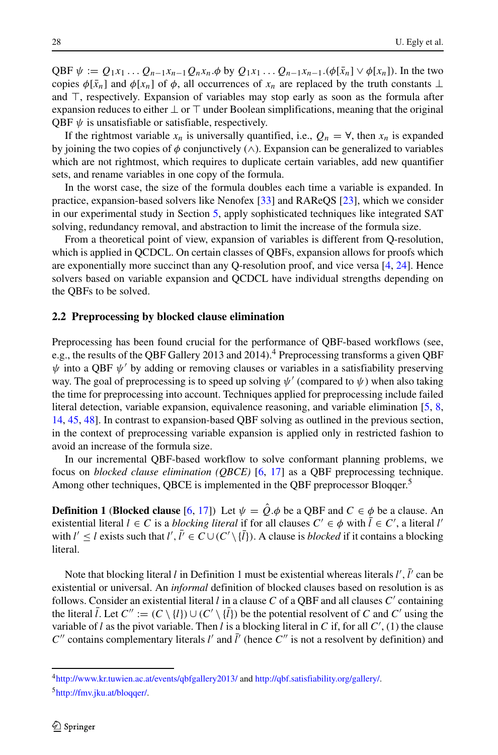QBF $\psi := Q_1 x_1 \ldots Q_{n-1} x_{n-1} Q_n x_n.\phi$ by $Q_1 x_1 \ldots Q_{n-1} x_{n-1}.(\phi[\bar{x}_n] \vee \phi[x_n])$. In the two copies $\phi[\bar{x}_n]$ and $\phi[x_n]$ of $\phi$, all occurrences of $x_n$ are replaced by the truth constants $\bot$ and $\top$, respectively. Expansion of variables may stop early as soon as the formula after expansion reduces to either $\bot$ or $\top$ under Boolean simplifications, meaning that the original QBF $\psi$ is unsatisfiable or satisfiable, respectively.

If the rightmost variable $x_n$ is universally quantified, i.e., $Q_n = \forall$, then $x_n$ is expanded by joining the two copies of $\phi$ conjunctively ($\wedge$). Expansion can be generalized to variables which are not rightmost, which requires to duplicate certain variables, add new quantifier sets, and rename variables in one copy of the formula.

In the worst case, the size of the formula doubles each time a variable is expanded. In practice, expansion-based solvers like Nenofex [33] and RAReQS [23], which we consider in our experimental study in Section 5, apply sophisticated techniques like integrated SAT solving, redundancy removal, and abstraction to limit the increase of the formula size.

From a theoretical point of view, expansion of variables is different from Q-resolution, which is applied in QCDCL. On certain classes of QBFs, expansion allows for proofs which are exponentially more succinct than any Q-resolution proof, and vice versa [4, 24]. Hence solvers based on variable expansion and QCDCL have individual strengths depending on the QBFs to be solved.

### 2.2 Preprocessing by blocked clause elimination

Preprocessing has been found crucial for the performance of QBF-based workflows (see, e.g., the results of the QBF Gallery 2013 and 2014).[4] Preprocessing transforms a given QBF $\psi$ into a QBF $\psi'$ by adding or removing clauses or variables in a satisfiability preserving way. The goal of preprocessing is to speed up solving $\psi'$ (compared to $\psi$) when also taking the time for preprocessing into account. Techniques applied for preprocessing include failed literal detection, variable expansion, equivalence reasoning, and variable elimination [5, 8, 14, 45, 48]. In contrast to expansion-based QBF solving as outlined in the previous section, in the context of preprocessing variable expansion is applied only in restricted fashion to avoid an increase of the formula size.

In our incremental QBF-based workflow to solve conformant planning problems, we focus on *blocked clause elimination (QBCE)* [6, 17] as a QBF preprocessing technique. Among other techniques, QBCE is implemented in the QBF preprocessor Bloqqer.[5]

**Definition 1** (**Blocked clause** [6, 17]) Let $\psi = \hat{Q}.\phi$ be a QBF and $C \in \phi$ be a clause. An existential literal $l \in C$ is a *blocking literal* if for all clauses $C' \in \phi$ with $\bar{l} \in C'$, a literal $l'$ with $l' \leq l$ exists such that $l', \bar{l'} \in C \cup (C' \setminus \{\bar{l}\})$. A clause is *blocked* if it contains a blocking literal.

Note that blocking literal $l$ in Definition 1 must be existential whereas literals $l', \bar{l'}$ can be existential or universal. An *informal* definition of blocked clauses based on resolution is as follows. Consider an existential literal $l$ in a clause $C$ of a QBF and all clauses $C'$ containing the literal $\bar{l}$. Let $C'' := (C \setminus \{l\}) \cup (C' \setminus \{\bar{l}\})$ be the potential resolvent of $C$ and $C'$ using the variable of $l$ as the pivot variable. Then $l$ is a blocking literal in $C$ if, for all $C'$, (1) the clause $C''$ contains complementary literals $l'$ and $\bar{l'}$ (hence $C''$ is not a resolvent by definition) and

[4] http://www.kr.tuwien.ac.at/events/qbfgallery2013/ and http://qbf.satisfiability.org/gallery/.

[5] http://fmv.jku.at/bloqqer/.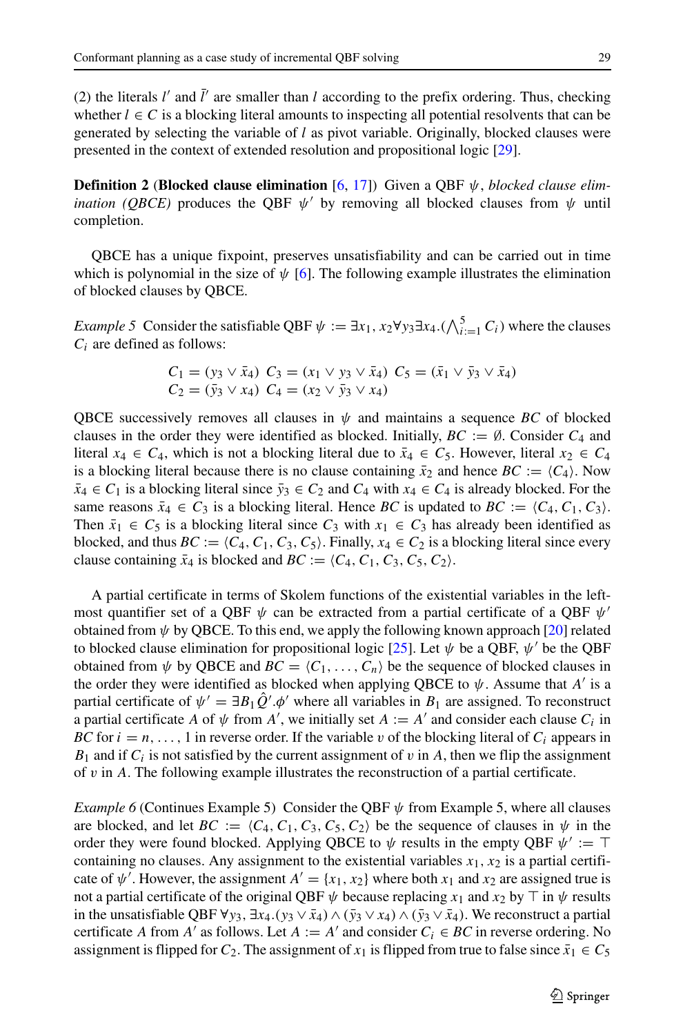(2) the literals $l'$ and $\bar{l}'$ are smaller than $l$ according to the prefix ordering. Thus, checking whether $l \in C$ is a blocking literal amounts to inspecting all potential resolvents that can be generated by selecting the variable of $l$ as pivot variable. Originally, blocked clauses were presented in the context of extended resolution and propositional logic [29].

**Definition 2** (**Blocked clause elimination** [6, 17]) Given a QBF $\psi$, *blocked clause elimination (QBCE)* produces the QBF $\psi'$ by removing all blocked clauses from $\psi$ until completion.

QBCE has a unique fixpoint, preserves unsatisfiability and can be carried out in time which is polynomial in the size of $\psi$ [6]. The following example illustrates the elimination of blocked clauses by QBCE.

*Example 5* Consider the satisfiable QBF $\psi := \exists x_1, x_2 \forall y_3 \exists x_4.(\bigwedge_{i:=1}^{5} C_i)$ where the clauses $C_i$ are defined as follows:

$$C_1 = (y_3 \vee \bar{x}_4) \;\; C_3 = (x_1 \vee y_3 \vee \bar{x}_4) \;\; C_5 = (\bar{x}_1 \vee \bar{y}_3 \vee \bar{x}_4)$$
$$C_2 = (\bar{y}_3 \vee x_4) \;\; C_4 = (x_2 \vee \bar{y}_3 \vee x_4)$$

QBCE successively removes all clauses in $\psi$ and maintains a sequence $BC$ of blocked clauses in the order they were identified as blocked. Initially, $BC := \emptyset$. Consider $C_4$ and literal $x_4 \in C_4$, which is not a blocking literal due to $\bar{x}_4 \in C_5$. However, literal $x_2 \in C_4$ is a blocking literal because there is no clause containing $\bar{x}_2$ and hence $BC := \langle C_4 \rangle$. Now $\bar{x}_4 \in C_1$ is a blocking literal since $\bar{y}_3 \in C_2$ and $C_4$ with $x_4 \in C_4$ is already blocked. For the same reasons $\bar{x}_4 \in C_3$ is a blocking literal. Hence $BC$ is updated to $BC := \langle C_4, C_1, C_3 \rangle$. Then $\bar{x}_1 \in C_5$ is a blocking literal since $C_3$ with $x_1 \in C_3$ has already been identified as blocked, and thus $BC := \langle C_4, C_1, C_3, C_5 \rangle$. Finally, $x_4 \in C_2$ is a blocking literal since every clause containing $\bar{x}_4$ is blocked and $BC := \langle C_4, C_1, C_3, C_5, C_2 \rangle$.

A partial certificate in terms of Skolem functions of the existential variables in the left-most quantifier set of a QBF $\psi$ can be extracted from a partial certificate of a QBF $\psi'$ obtained from $\psi$ by QBCE. To this end, we apply the following known approach [20] related to blocked clause elimination for propositional logic [25]. Let $\psi$ be a QBF, $\psi'$ be the QBF obtained from $\psi$ by QBCE and $BC = \langle C_1, \ldots, C_n \rangle$ be the sequence of blocked clauses in the order they were identified as blocked when applying QBCE to $\psi$. Assume that $A'$ is a partial certificate of $\psi' = \exists B_1 \hat{Q}'.\phi'$ where all variables in $B_1$ are assigned. To reconstruct a partial certificate $A$ of $\psi$ from $A'$, we initially set $A := A'$ and consider each clause $C_i$ in $BC$ for $i = n, \ldots, 1$ in reverse order. If the variable $v$ of the blocking literal of $C_i$ appears in $B_1$ and if $C_i$ is not satisfied by the current assignment of $v$ in $A$, then we flip the assignment of $v$ in $A$. The following example illustrates the reconstruction of a partial certificate.

*Example 6* (Continues Example 5) Consider the QBF $\psi$ from Example 5, where all clauses are blocked, and let $BC := \langle C_4, C_1, C_3, C_5, C_2 \rangle$ be the sequence of clauses in $\psi$ in the order they were found blocked. Applying QBCE to $\psi$ results in the empty QBF $\psi' := \top$ containing no clauses. Any assignment to the existential variables $x_1, x_2$ is a partial certificate of $\psi'$. However, the assignment $A' = \{x_1, x_2\}$ where both $x_1$ and $x_2$ are assigned true is not a partial certificate of the original QBF $\psi$ because replacing $x_1$ and $x_2$ by $\top$ in $\psi$ results in the unsatisfiable QBF $\forall y_3, \exists x_4.(y_3 \vee \bar{x}_4) \wedge (\bar{y}_3 \vee x_4) \wedge (\bar{y}_3 \vee \bar{x}_4)$. We reconstruct a partial certificate $A$ from $A'$ as follows. Let $A := A'$ and consider $C_i \in BC$ in reverse ordering. No assignment is flipped for $C_2$. The assignment of $x_1$ is flipped from true to false since $\bar{x}_1 \in C_5$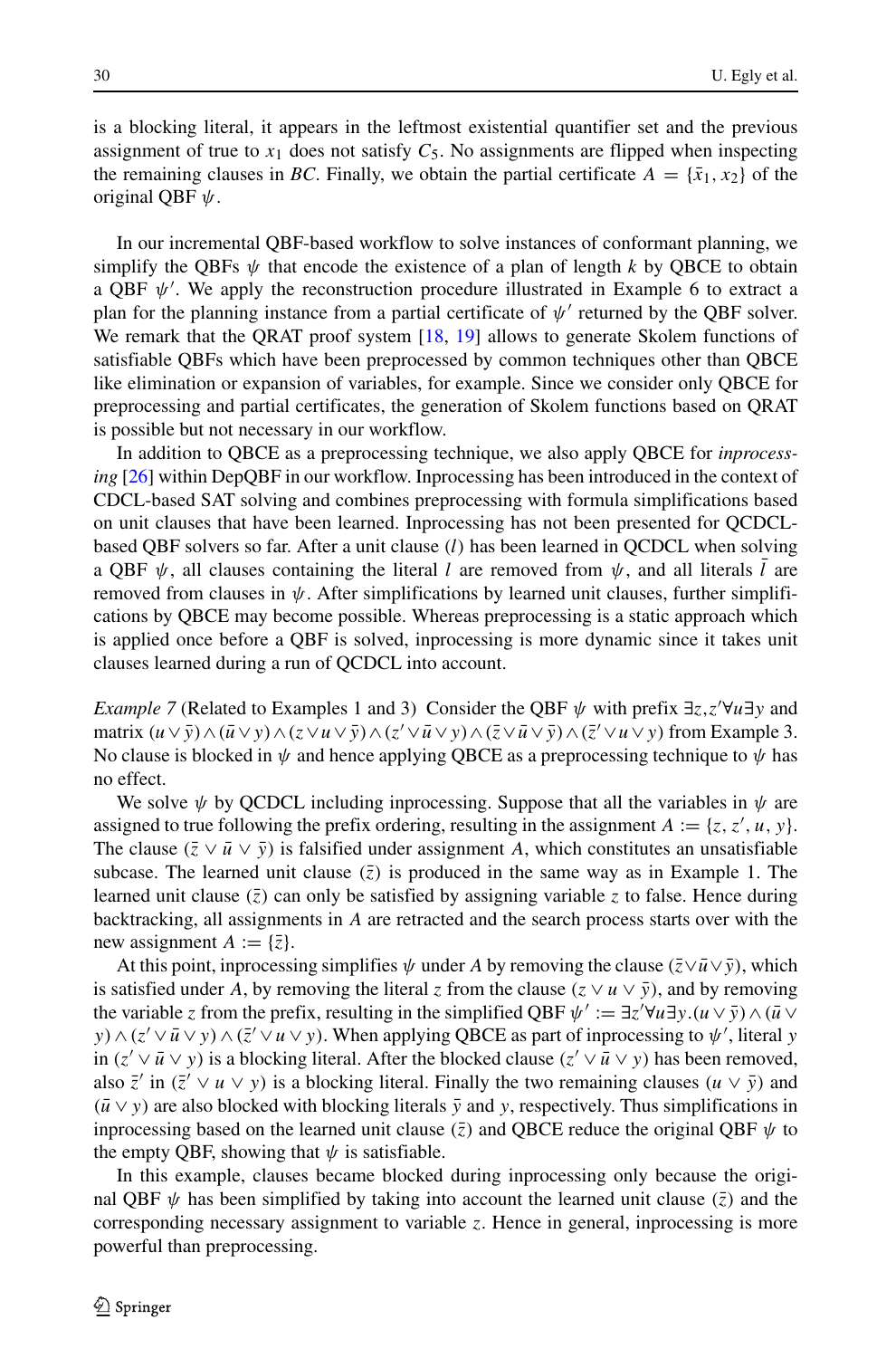is a blocking literal, it appears in the leftmost existential quantifier set and the previous assignment of true to $x_1$ does not satisfy $C_5$. No assignments are flipped when inspecting the remaining clauses in $BC$. Finally, we obtain the partial certificate $A = \{\bar{x}_1, x_2\}$ of the original QBF $\psi$.

In our incremental QBF-based workflow to solve instances of conformant planning, we simplify the QBFs $\psi$ that encode the existence of a plan of length $k$ by QBCE to obtain a QBF $\psi'$. We apply the reconstruction procedure illustrated in Example 6 to extract a plan for the planning instance from a partial certificate of $\psi'$ returned by the QBF solver. We remark that the QRAT proof system [18, 19] allows to generate Skolem functions of satisfiable QBFs which have been preprocessed by common techniques other than QBCE like elimination or expansion of variables, for example. Since we consider only QBCE for preprocessing and partial certificates, the generation of Skolem functions based on QRAT is possible but not necessary in our workflow.

In addition to QBCE as a preprocessing technique, we also apply QBCE for *inprocessing* [26] within DepQBF in our workflow. Inprocessing has been introduced in the context of CDCL-based SAT solving and combines preprocessing with formula simplifications based on unit clauses that have been learned. Inprocessing has not been presented for QCDCL-based QBF solvers so far. After a unit clause $(l)$ has been learned in QCDCL when solving a QBF $\psi$, all clauses containing the literal $l$ are removed from $\psi$, and all literals $\bar{l}$ are removed from clauses in $\psi$. After simplifications by learned unit clauses, further simplifications by QBCE may become possible. Whereas preprocessing is a static approach which is applied once before a QBF is solved, inprocessing is more dynamic since it takes unit clauses learned during a run of QCDCL into account.

*Example 7* (Related to Examples 1 and 3) Consider the QBF $\psi$ with prefix $\exists z, z' \forall u \exists y$ and matrix $(u \vee \bar{y}) \wedge (\bar{u} \vee y) \wedge (z \vee u \vee \bar{y}) \wedge (z' \vee \bar{u} \vee y) \wedge (\bar{z} \vee \bar{u} \vee \bar{y}) \wedge (\bar{z}' \vee u \vee y)$ from Example 3. No clause is blocked in $\psi$ and hence applying QBCE as a preprocessing technique to $\psi$ has no effect.

We solve $\psi$ by QCDCL including inprocessing. Suppose that all the variables in $\psi$ are assigned to true following the prefix ordering, resulting in the assignment $A := \{z, z', u, y\}$. The clause $(\bar{z} \vee \bar{u} \vee \bar{y})$ is falsified under assignment $A$, which constitutes an unsatisfiable subcase. The learned unit clause $(\bar{z})$ is produced in the same way as in Example 1. The learned unit clause $(\bar{z})$ can only be satisfied by assigning variable $z$ to false. Hence during backtracking, all assignments in $A$ are retracted and the search process starts over with the new assignment $A := \{\bar{z}\}$.

At this point, inprocessing simplifies $\psi$ under $A$ by removing the clause $(\bar{z} \vee \bar{u} \vee \bar{y})$, which is satisfied under $A$, by removing the literal $z$ from the clause $(z \vee u \vee \bar{y})$, and by removing the variable $z$ from the prefix, resulting in the simplified QBF $\psi' := \exists z' \forall u \exists y.(u \vee \bar{y}) \wedge (\bar{u} \vee y) \wedge (z' \vee \bar{u} \vee y) \wedge (\bar{z}' \vee u \vee y)$. When applying QBCE as part of inprocessing to $\psi'$, literal $y$ in $(z' \vee \bar{u} \vee y)$ is a blocking literal. After the blocked clause $(z' \vee \bar{u} \vee y)$ has been removed, also $\bar{z}'$ in $(\bar{z}' \vee u \vee y)$ is a blocking literal. Finally the two remaining clauses $(u \vee \bar{y})$ and $(\bar{u} \vee y)$ are also blocked with blocking literals $\bar{y}$ and $y$, respectively. Thus simplifications in inprocessing based on the learned unit clause $(\bar{z})$ and QBCE reduce the original QBF $\psi$ to the empty QBF, showing that $\psi$ is satisfiable.

In this example, clauses became blocked during inprocessing only because the original QBF $\psi$ has been simplified by taking into account the learned unit clause $(\bar{z})$ and the corresponding necessary assignment to variable $z$. Hence in general, inprocessing is more powerful than preprocessing.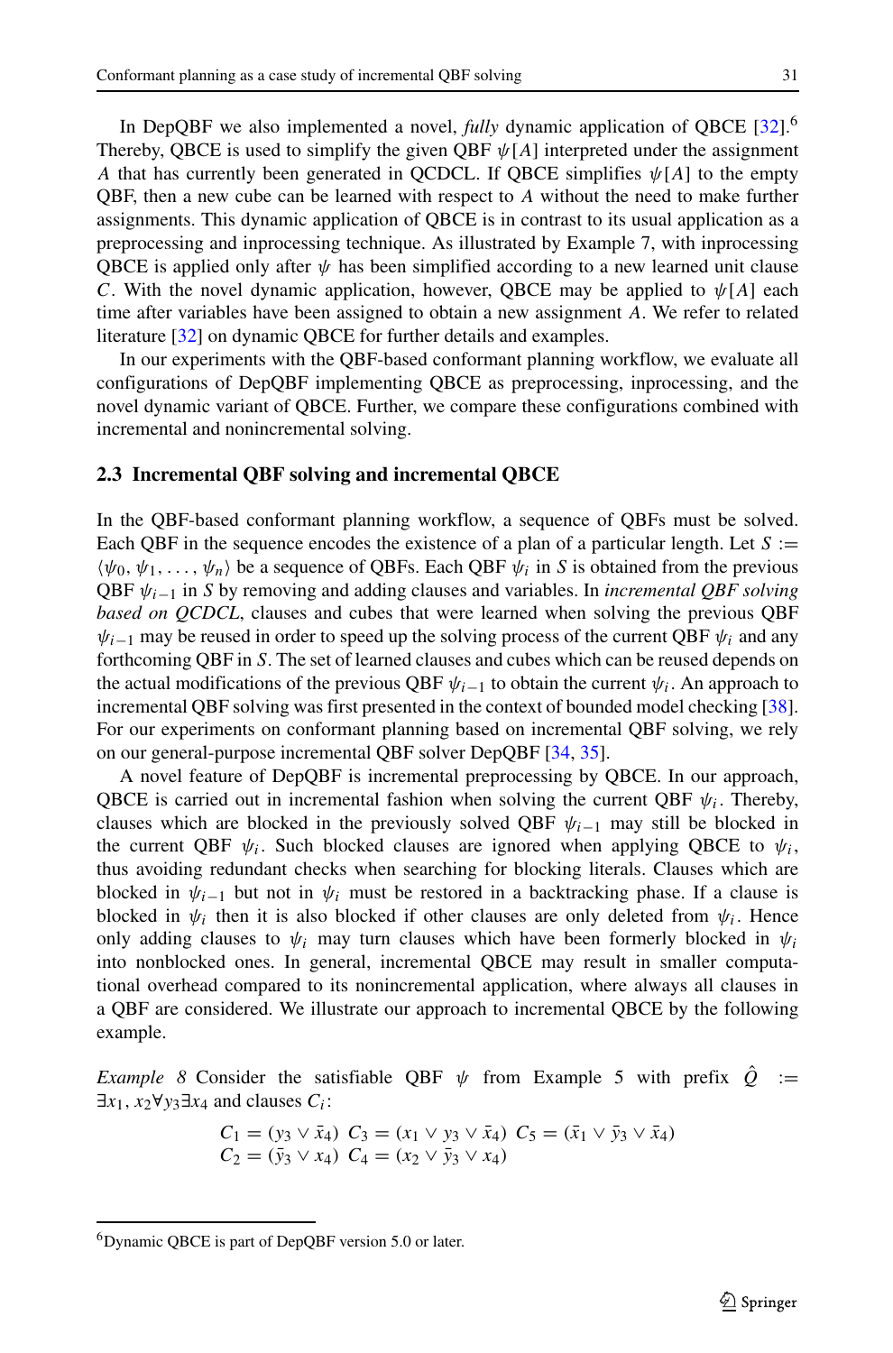In DepQBF we also implemented a novel, *fully* dynamic application of QBCE [32].[6] Thereby, QBCE is used to simplify the given QBF $\psi[A]$ interpreted under the assignment $A$ that has currently been generated in QCDCL. If QBCE simplifies $\psi[A]$ to the empty QBF, then a new cube can be learned with respect to $A$ without the need to make further assignments. This dynamic application of QBCE is in contrast to its usual application as a preprocessing and inprocessing technique. As illustrated by Example 7, with inprocessing QBCE is applied only after $\psi$ has been simplified according to a new learned unit clause $C$. With the novel dynamic application, however, QBCE may be applied to $\psi[A]$ each time after variables have been assigned to obtain a new assignment $A$. We refer to related literature [32] on dynamic QBCE for further details and examples.

In our experiments with the QBF-based conformant planning workflow, we evaluate all configurations of DepQBF implementing QBCE as preprocessing, inprocessing, and the novel dynamic variant of QBCE. Further, we compare these configurations combined with incremental and nonincremental solving.

### 2.3 Incremental QBF solving and incremental QBCE

In the QBF-based conformant planning workflow, a sequence of QBFs must be solved. Each QBF in the sequence encodes the existence of a plan of a particular length. Let $S := \langle \psi_0, \psi_1, \ldots, \psi_n \rangle$ be a sequence of QBFs. Each QBF $\psi_i$ in $S$ is obtained from the previous QBF $\psi_{i-1}$ in $S$ by removing and adding clauses and variables. In *incremental QBF solving based on QCDCL*, clauses and cubes that were learned when solving the previous QBF $\psi_{i-1}$ may be reused in order to speed up the solving process of the current QBF $\psi_i$ and any forthcoming QBF in $S$. The set of learned clauses and cubes which can be reused depends on the actual modifications of the previous QBF $\psi_{i-1}$ to obtain the current $\psi_i$. An approach to incremental QBF solving was first presented in the context of bounded model checking [38]. For our experiments on conformant planning based on incremental QBF solving, we rely on our general-purpose incremental QBF solver DepQBF [34, 35].

A novel feature of DepQBF is incremental preprocessing by QBCE. In our approach, QBCE is carried out in incremental fashion when solving the current QBF $\psi_i$. Thereby, clauses which are blocked in the previously solved QBF $\psi_{i-1}$ may still be blocked in the current QBF $\psi_i$. Such blocked clauses are ignored when applying QBCE to $\psi_i$, thus avoiding redundant checks when searching for blocking literals. Clauses which are blocked in $\psi_{i-1}$ but not in $\psi_i$ must be restored in a backtracking phase. If a clause is blocked in $\psi_i$ then it is also blocked if other clauses are only deleted from $\psi_i$. Hence only adding clauses to $\psi_i$ may turn clauses which have been formerly blocked in $\psi_i$ into nonblocked ones. In general, incremental QBCE may result in smaller computational overhead compared to its nonincremental application, where always all clauses in a QBF are considered. We illustrate our approach to incremental QBCE by the following example.

*Example 8* Consider the satisfiable QBF $\psi$ from Example 5 with prefix $\hat{Q} := \exists x_1, x_2 \forall y_3 \exists x_4$ and clauses $C_i$:

$$C_1 = (y_3 \vee \bar{x}_4) \quad C_3 = (x_1 \vee y_3 \vee \bar{x}_4) \quad C_5 = (\bar{x}_1 \vee \bar{y}_3 \vee \bar{x}_4)$$
$$C_2 = (\bar{y}_3 \vee x_4) \quad C_4 = (x_2 \vee \bar{y}_3 \vee x_4)$$

[6] Dynamic QBCE is part of DepQBF version 5.0 or later.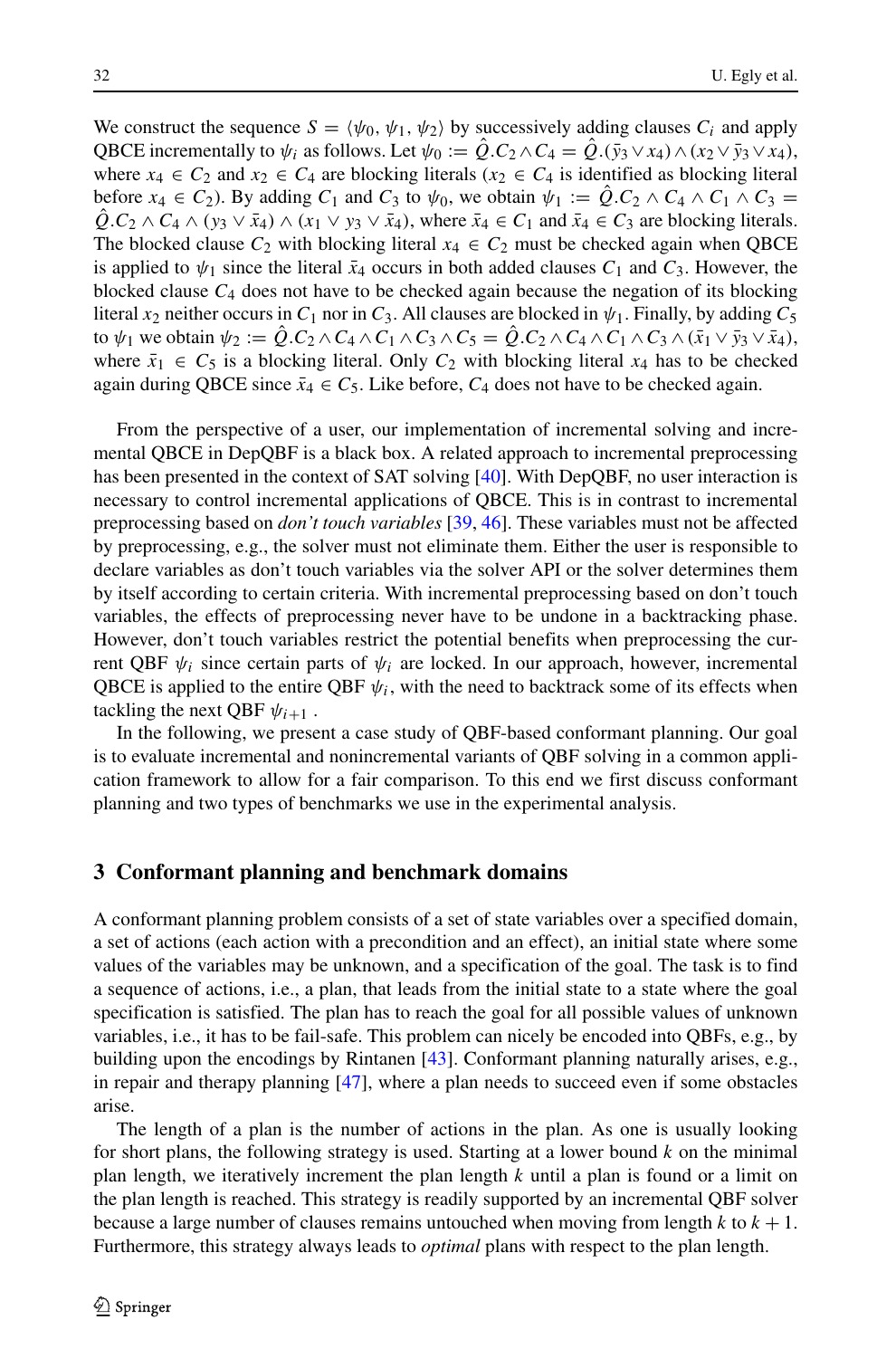We construct the sequence $S = \langle \psi_0, \psi_1, \psi_2 \rangle$ by successively adding clauses $C_i$ and apply QBCE incrementally to $\psi_i$ as follows. Let $\psi_0 := \hat{Q}.C_2 \wedge C_4 = \hat{Q}.(\bar{y}_3 \vee x_4) \wedge (x_2 \vee \bar{y}_3 \vee x_4)$, where $x_4 \in C_2$ and $x_2 \in C_4$ are blocking literals ($x_2 \in C_4$ is identified as blocking literal before $x_4 \in C_2$). By adding $C_1$ and $C_3$ to $\psi_0$, we obtain $\psi_1 := \hat{Q}.C_2 \wedge C_4 \wedge C_1 \wedge C_3 = \hat{Q}.C_2 \wedge C_4 \wedge (y_3 \vee \bar{x}_4) \wedge (x_1 \vee y_3 \vee \bar{x}_4)$, where $\bar{x}_4 \in C_1$ and $\bar{x}_4 \in C_3$ are blocking literals. The blocked clause $C_2$ with blocking literal $x_4 \in C_2$ must be checked again when QBCE is applied to $\psi_1$ since the literal $\bar{x}_4$ occurs in both added clauses $C_1$ and $C_3$. However, the blocked clause $C_4$ does not have to be checked again because the negation of its blocking literal $x_2$ neither occurs in $C_1$ nor in $C_3$. All clauses are blocked in $\psi_1$. Finally, by adding $C_5$ to $\psi_1$ we obtain $\psi_2 := \hat{Q}.C_2 \wedge C_4 \wedge C_1 \wedge C_3 \wedge C_5 = \hat{Q}.C_2 \wedge C_4 \wedge C_1 \wedge C_3 \wedge (\bar{x}_1 \vee \bar{y}_3 \vee \bar{x}_4)$, where $\bar{x}_1 \in C_5$ is a blocking literal. Only $C_2$ with blocking literal $x_4$ has to be checked again during QBCE since $\bar{x}_4 \in C_5$. Like before, $C_4$ does not have to be checked again.

From the perspective of a user, our implementation of incremental solving and incremental QBCE in DepQBF is a black box. A related approach to incremental preprocessing has been presented in the context of SAT solving [40]. With DepQBF, no user interaction is necessary to control incremental applications of QBCE. This is in contrast to incremental preprocessing based on *don't touch variables* [39, 46]. These variables must not be affected by preprocessing, e.g., the solver must not eliminate them. Either the user is responsible to declare variables as don't touch variables via the solver API or the solver determines them by itself according to certain criteria. With incremental preprocessing based on don't touch variables, the effects of preprocessing never have to be undone in a backtracking phase. However, don't touch variables restrict the potential benefits when preprocessing the current QBF $\psi_i$ since certain parts of $\psi_i$ are locked. In our approach, however, incremental QBCE is applied to the entire QBF $\psi_i$, with the need to backtrack some of its effects when tackling the next QBF $\psi_{i+1}$.

In the following, we present a case study of QBF-based conformant planning. Our goal is to evaluate incremental and nonincremental variants of QBF solving in a common application framework to allow for a fair comparison. To this end we first discuss conformant planning and two types of benchmarks we use in the experimental analysis.

## 3 Conformant planning and benchmark domains

A conformant planning problem consists of a set of state variables over a specified domain, a set of actions (each action with a precondition and an effect), an initial state where some values of the variables may be unknown, and a specification of the goal. The task is to find a sequence of actions, i.e., a plan, that leads from the initial state to a state where the goal specification is satisfied. The plan has to reach the goal for all possible values of unknown variables, i.e., it has to be fail-safe. This problem can nicely be encoded into QBFs, e.g., by building upon the encodings by Rintanen [43]. Conformant planning naturally arises, e.g., in repair and therapy planning [47], where a plan needs to succeed even if some obstacles arise.

The length of a plan is the number of actions in the plan. As one is usually looking for short plans, the following strategy is used. Starting at a lower bound $k$ on the minimal plan length, we iteratively increment the plan length $k$ until a plan is found or a limit on the plan length is reached. This strategy is readily supported by an incremental QBF solver because a large number of clauses remains untouched when moving from length $k$ to $k+1$. Furthermore, this strategy always leads to *optimal* plans with respect to the plan length.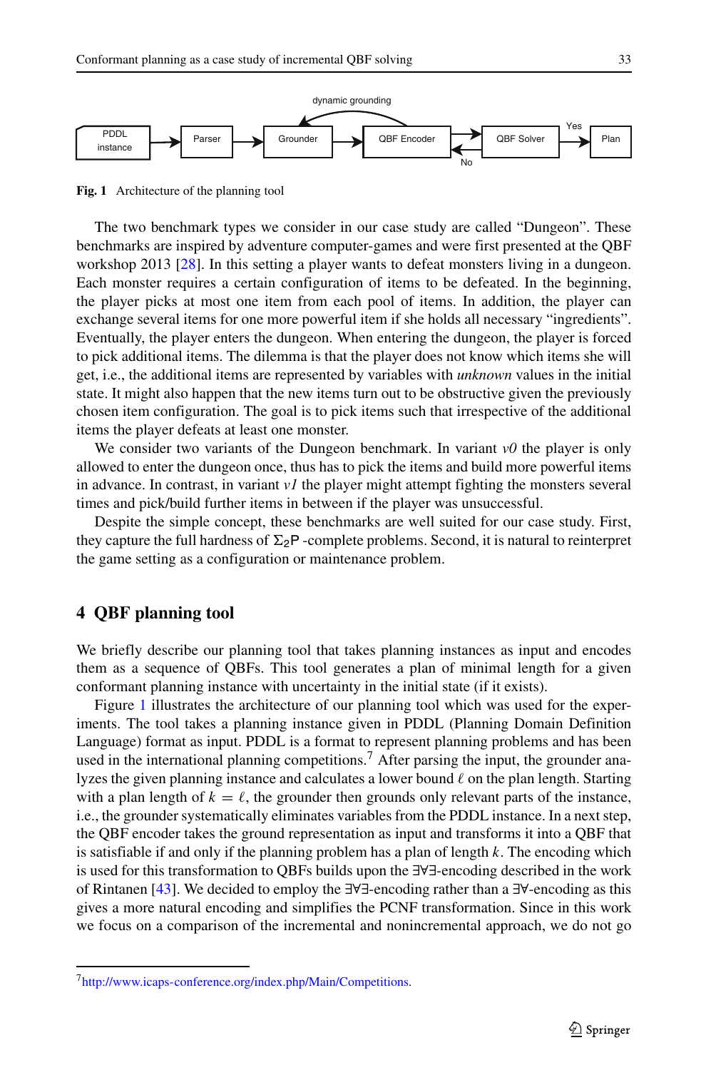**Fig. 1** Architecture of the planning tool

The two benchmark types we consider in our case study are called "Dungeon". These benchmarks are inspired by adventure computer-games and were first presented at the QBF workshop 2013 [28]. In this setting a player wants to defeat monsters living in a dungeon. Each monster requires a certain configuration of items to be defeated. In the beginning, the player picks at most one item from each pool of items. In addition, the player can exchange several items for one more powerful item if she holds all necessary "ingredients". Eventually, the player enters the dungeon. When entering the dungeon, the player is forced to pick additional items. The dilemma is that the player does not know which items she will get, i.e., the additional items are represented by variables with *unknown* values in the initial state. It might also happen that the new items turn out to be obstructive given the previously chosen item configuration. The goal is to pick items such that irrespective of the additional items the player defeats at least one monster.

We consider two variants of the Dungeon benchmark. In variant *v0* the player is only allowed to enter the dungeon once, thus has to pick the items and build more powerful items in advance. In contrast, in variant *v1* the player might attempt fighting the monsters several times and pick/build further items in between if the player was unsuccessful.

Despite the simple concept, these benchmarks are well suited for our case study. First, they capture the full hardness of $\Sigma_2\mathsf{P}$ -complete problems. Second, it is natural to reinterpret the game setting as a configuration or maintenance problem.

## 4 QBF planning tool

We briefly describe our planning tool that takes planning instances as input and encodes them as a sequence of QBFs. This tool generates a plan of minimal length for a given conformant planning instance with uncertainty in the initial state (if it exists).

Figure 1 illustrates the architecture of our planning tool which was used for the experiments. The tool takes a planning instance given in PDDL (Planning Domain Definition Language) format as input. PDDL is a format to represent planning problems and has been used in the international planning competitions.[7] After parsing the input, the grounder analyzes the given planning instance and calculates a lower bound $\ell$ on the plan length. Starting with a plan length of $k = \ell$, the grounder then grounds only relevant parts of the instance, i.e., the grounder systematically eliminates variables from the PDDL instance. In a next step, the QBF encoder takes the ground representation as input and transforms it into a QBF that is satisfiable if and only if the planning problem has a plan of length $k$. The encoding which is used for this transformation to QBFs builds upon the $\exists\forall\exists$-encoding described in the work of Rintanen [43]. We decided to employ the $\exists\forall\exists$-encoding rather than a $\exists\forall$-encoding as this gives a more natural encoding and simplifies the PCNF transformation. Since in this work we focus on a comparison of the incremental and nonincremental approach, we do not go

[7] http://www.icaps-conference.org/index.php/Main/Competitions.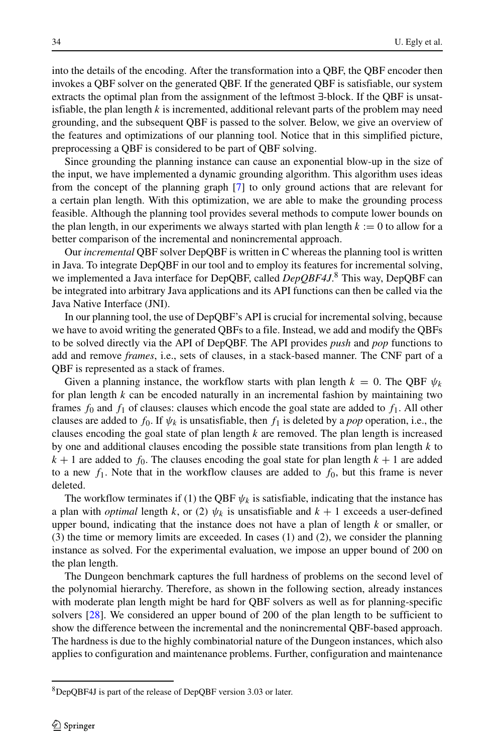into the details of the encoding. After the transformation into a QBF, the QBF encoder then invokes a QBF solver on the generated QBF. If the generated QBF is satisfiable, our system extracts the optimal plan from the assignment of the leftmost ∃-block. If the QBF is unsatisfiable, the plan length $k$ is incremented, additional relevant parts of the problem may need grounding, and the subsequent QBF is passed to the solver. Below, we give an overview of the features and optimizations of our planning tool. Notice that in this simplified picture, preprocessing a QBF is considered to be part of QBF solving.

Since grounding the planning instance can cause an exponential blow-up in the size of the input, we have implemented a dynamic grounding algorithm. This algorithm uses ideas from the concept of the planning graph [7] to only ground actions that are relevant for a certain plan length. With this optimization, we are able to make the grounding process feasible. Although the planning tool provides several methods to compute lower bounds on the plan length, in our experiments we always started with plan length $k := 0$ to allow for a better comparison of the incremental and nonincremental approach.

Our *incremental* QBF solver DepQBF is written in C whereas the planning tool is written in Java. To integrate DepQBF in our tool and to employ its features for incremental solving, we implemented a Java interface for DepQBF, called *DepQBF4J*.[8] This way, DepQBF can be integrated into arbitrary Java applications and its API functions can then be called via the Java Native Interface (JNI).

In our planning tool, the use of DepQBF's API is crucial for incremental solving, because we have to avoid writing the generated QBFs to a file. Instead, we add and modify the QBFs to be solved directly via the API of DepQBF. The API provides *push* and *pop* functions to add and remove *frames*, i.e., sets of clauses, in a stack-based manner. The CNF part of a QBF is represented as a stack of frames.

Given a planning instance, the workflow starts with plan length $k = 0$. The QBF $\psi_k$ for plan length $k$ can be encoded naturally in an incremental fashion by maintaining two frames $f_0$ and $f_1$ of clauses: clauses which encode the goal state are added to $f_1$. All other clauses are added to $f_0$. If $\psi_k$ is unsatisfiable, then $f_1$ is deleted by a *pop* operation, i.e., the clauses encoding the goal state of plan length $k$ are removed. The plan length is increased by one and additional clauses encoding the possible state transitions from plan length $k$ to $k + 1$ are added to $f_0$. The clauses encoding the goal state for plan length $k + 1$ are added to a new $f_1$. Note that in the workflow clauses are added to $f_0$, but this frame is never deleted.

The workflow terminates if (1) the QBF $\psi_k$ is satisfiable, indicating that the instance has a plan with *optimal* length $k$, or (2) $\psi_k$ is unsatisfiable and $k + 1$ exceeds a user-defined upper bound, indicating that the instance does not have a plan of length $k$ or smaller, or (3) the time or memory limits are exceeded. In cases (1) and (2), we consider the planning instance as solved. For the experimental evaluation, we impose an upper bound of 200 on the plan length.

The Dungeon benchmark captures the full hardness of problems on the second level of the polynomial hierarchy. Therefore, as shown in the following section, already instances with moderate plan length might be hard for QBF solvers as well as for planning-specific solvers [28]. We considered an upper bound of 200 of the plan length to be sufficient to show the difference between the incremental and the nonincremental QBF-based approach. The hardness is due to the highly combinatorial nature of the Dungeon instances, which also applies to configuration and maintenance problems. Further, configuration and maintenance

[8] DepQBF4J is part of the release of DepQBF version 3.03 or later.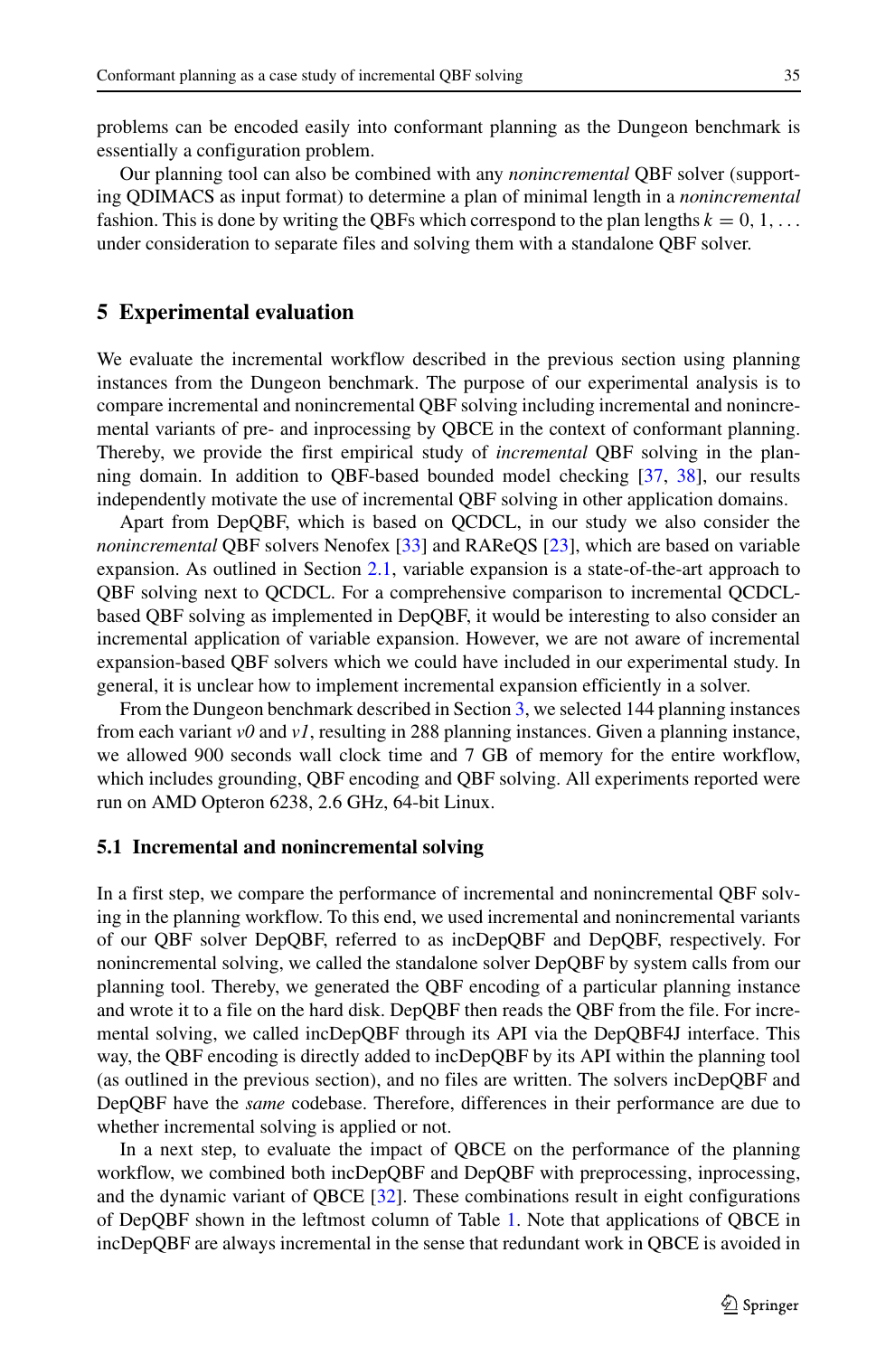problems can be encoded easily into conformant planning as the Dungeon benchmark is essentially a configuration problem.

Our planning tool can also be combined with any *nonincremental* QBF solver (supporting QDIMACS as input format) to determine a plan of minimal length in a *nonincremental* fashion. This is done by writing the QBFs which correspond to the plan lengths $k = 0, 1, \ldots$ under consideration to separate files and solving them with a standalone QBF solver.

## 5 Experimental evaluation

We evaluate the incremental workflow described in the previous section using planning instances from the Dungeon benchmark. The purpose of our experimental analysis is to compare incremental and nonincremental QBF solving including incremental and nonincremental variants of pre- and inprocessing by QBCE in the context of conformant planning. Thereby, we provide the first empirical study of *incremental* QBF solving in the planning domain. In addition to QBF-based bounded model checking [37, 38], our results independently motivate the use of incremental QBF solving in other application domains.

Apart from DepQBF, which is based on QCDCL, in our study we also consider the *nonincremental* QBF solvers Nenofex [33] and RAReQS [23], which are based on variable expansion. As outlined in Section 2.1, variable expansion is a state-of-the-art approach to QBF solving next to QCDCL. For a comprehensive comparison to incremental QCDCL-based QBF solving as implemented in DepQBF, it would be interesting to also consider an incremental application of variable expansion. However, we are not aware of incremental expansion-based QBF solvers which we could have included in our experimental study. In general, it is unclear how to implement incremental expansion efficiently in a solver.

From the Dungeon benchmark described in Section 3, we selected 144 planning instances from each variant *v0* and *v1*, resulting in 288 planning instances. Given a planning instance, we allowed 900 seconds wall clock time and 7 GB of memory for the entire workflow, which includes grounding, QBF encoding and QBF solving. All experiments reported were run on AMD Opteron 6238, 2.6 GHz, 64-bit Linux.

### 5.1 Incremental and nonincremental solving

In a first step, we compare the performance of incremental and nonincremental QBF solving in the planning workflow. To this end, we used incremental and nonincremental variants of our QBF solver DepQBF, referred to as incDepQBF and DepQBF, respectively. For nonincremental solving, we called the standalone solver DepQBF by system calls from our planning tool. Thereby, we generated the QBF encoding of a particular planning instance and wrote it to a file on the hard disk. DepQBF then reads the QBF from the file. For incremental solving, we called incDepQBF through its API via the DepQBF4J interface. This way, the QBF encoding is directly added to incDepQBF by its API within the planning tool (as outlined in the previous section), and no files are written. The solvers incDepQBF and DepQBF have the *same* codebase. Therefore, differences in their performance are due to whether incremental solving is applied or not.

In a next step, to evaluate the impact of QBCE on the performance of the planning workflow, we combined both incDepQBF and DepQBF with preprocessing, inprocessing, and the dynamic variant of QBCE [32]. These combinations result in eight configurations of DepQBF shown in the leftmost column of Table 1. Note that applications of QBCE in incDepQBF are always incremental in the sense that redundant work in QBCE is avoided in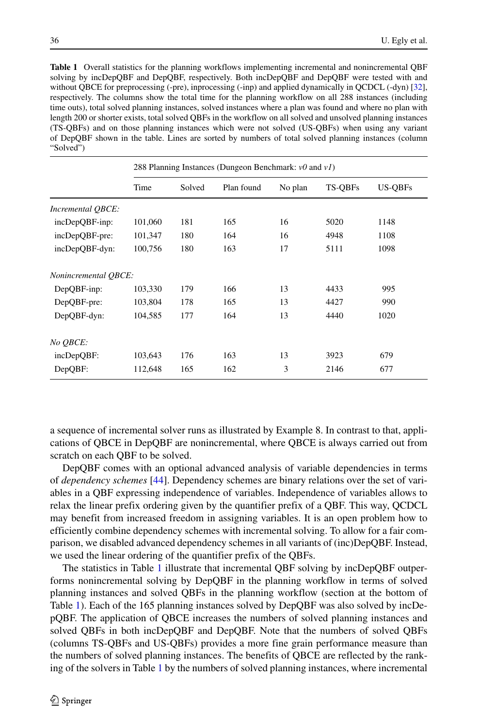**Table 1** Overall statistics for the planning workflows implementing incremental and nonincremental QBF solving by incDepQBF and DepQBF, respectively. Both incDepQBF and DepQBF were tested with and without QBCE for preprocessing (-pre), inprocessing (-inp) and applied dynamically in QCDCL (-dyn) [32], respectively. The columns show the total time for the planning workflow on all 288 instances (including time outs), total solved planning instances, solved instances where a plan was found and where no plan with length 200 or shorter exists, total solved QBFs in the workflow on all solved and unsolved planning instances (TS-QBFs) and on those planning instances which were not solved (US-QBFs) when using any variant of DepQBF shown in the table. Lines are sorted by numbers of total solved planning instances (column "Solved")

| | 288 Planning Instances (Dungeon Benchmark: *v0* and *v1*) | | | | | |
|---|---|---|---|---|---|---|
| | Time | Solved | Plan found | No plan | TS-QBFs | US-QBFs |
| *Incremental QBCE:* | | | | | | |
| incDepQBF-inp: | 101,060 | 181 | 165 | 16 | 5020 | 1148 |
| incDepQBF-pre: | 101,347 | 180 | 164 | 16 | 4948 | 1108 |
| incDepQBF-dyn: | 100,756 | 180 | 163 | 17 | 5111 | 1098 |
| *Nonincremental QBCE:* | | | | | | |
| DepQBF-inp: | 103,330 | 179 | 166 | 13 | 4433 | 995 |
| DepQBF-pre: | 103,804 | 178 | 165 | 13 | 4427 | 990 |
| DepQBF-dyn: | 104,585 | 177 | 164 | 13 | 4440 | 1020 |
| *No QBCE:* | | | | | | |
| incDepQBF: | 103,643 | 176 | 163 | 13 | 3923 | 679 |
| DepQBF: | 112,648 | 165 | 162 | 3 | 2146 | 677 |

a sequence of incremental solver runs as illustrated by Example 8. In contrast to that, applications of QBCE in DepQBF are nonincremental, where QBCE is always carried out from scratch on each QBF to be solved.

DepQBF comes with an optional advanced analysis of variable dependencies in terms of *dependency schemes* [44]. Dependency schemes are binary relations over the set of variables in a QBF expressing independence of variables. Independence of variables allows to relax the linear prefix ordering given by the quantifier prefix of a QBF. This way, QCDCL may benefit from increased freedom in assigning variables. It is an open problem how to efficiently combine dependency schemes with incremental solving. To allow for a fair comparison, we disabled advanced dependency schemes in all variants of (inc)DepQBF. Instead, we used the linear ordering of the quantifier prefix of the QBFs.

The statistics in Table 1 illustrate that incremental QBF solving by incDepQBF outperforms nonincremental solving by DepQBF in the planning workflow in terms of solved planning instances and solved QBFs in the planning workflow (section at the bottom of Table 1). Each of the 165 planning instances solved by DepQBF was also solved by incDepQBF. The application of QBCE increases the numbers of solved planning instances and solved QBFs in both incDepQBF and DepQBF. Note that the numbers of solved QBFs (columns TS-QBFs and US-QBFs) provides a more fine grain performance measure than the numbers of solved planning instances. The benefits of QBCE are reflected by the ranking of the solvers in Table 1 by the numbers of solved planning instances, where incremental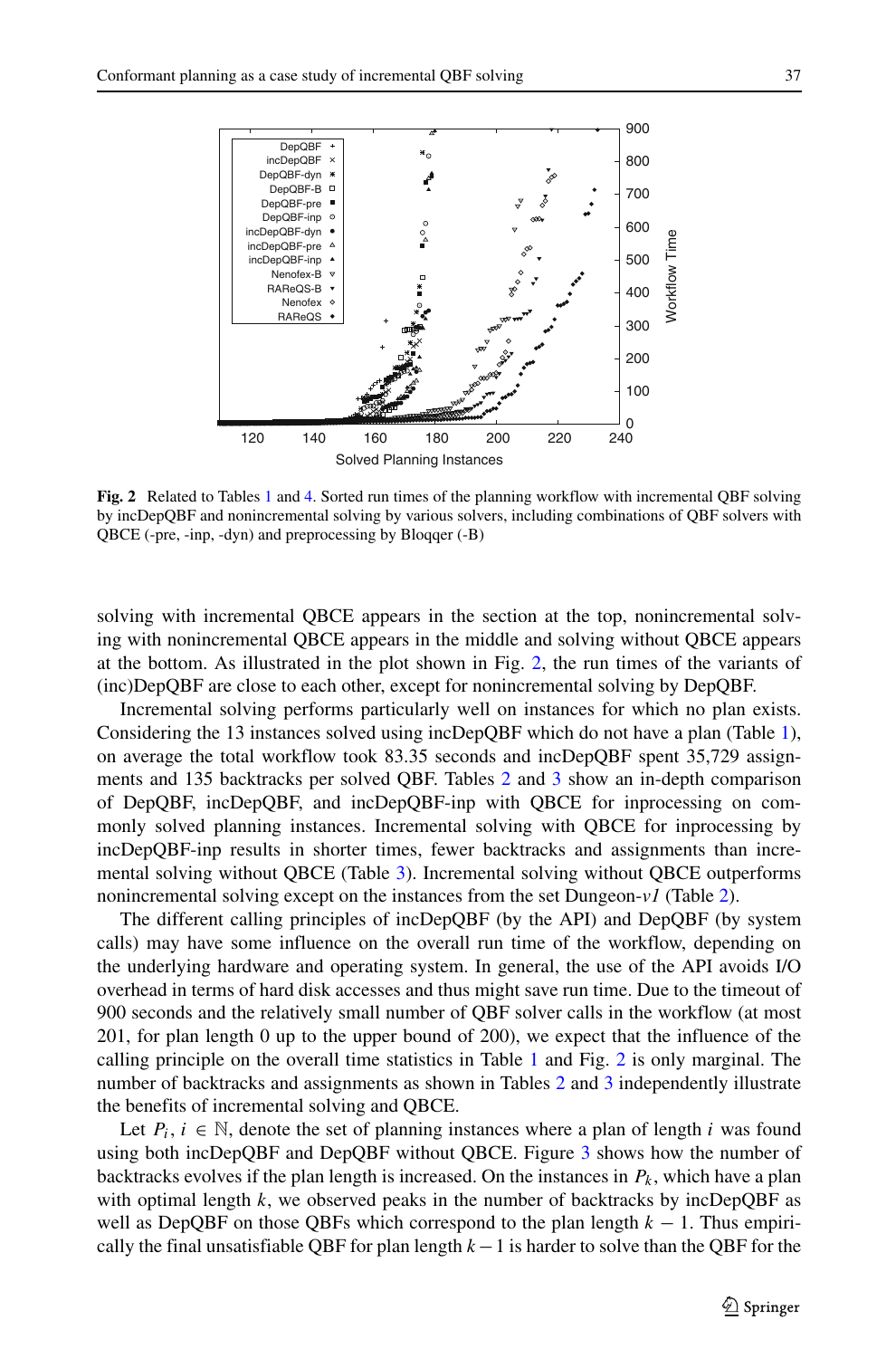DepQBF
incDepQBF
DepQBF-dyn
DepQBF-B
DepQBF-pre
DepQBF-inp
incDepQBF-dyn
incDepQBF-pre
incDepQBF-inp
Nenofex-B
RAReQS-B
Nenofex
RAReQS

Workflow Time

0
100
200
300
400
500
600
700
800
900

120
140
160
180
200
220
240

Solved Planning Instances

**Fig. 2** Related to Tables 1 and 4. Sorted run times of the planning workflow with incremental QBF solving by incDepQBF and nonincremental solving by various solvers, including combinations of QBF solvers with QBCE (-pre, -inp, -dyn) and preprocessing by Bloqqer (-B)

solving with incremental QBCE appears in the section at the top, nonincremental solving with nonincremental QBCE appears in the middle and solving without QBCE appears at the bottom. As illustrated in the plot shown in Fig. 2, the run times of the variants of (inc)DepQBF are close to each other, except for nonincremental solving by DepQBF.

Incremental solving performs particularly well on instances for which no plan exists. Considering the 13 instances solved using incDepQBF which do not have a plan (Table 1), on average the total workflow took 83.35 seconds and incDepQBF spent 35,729 assignments and 135 backtracks per solved QBF. Tables 2 and 3 show an in-depth comparison of DepQBF, incDepQBF, and incDepQBF-inp with QBCE for inprocessing on commonly solved planning instances. Incremental solving with QBCE for inprocessing by incDepQBF-inp results in shorter times, fewer backtracks and assignments than incremental solving without QBCE (Table 3). Incremental solving without QBCE outperforms nonincremental solving except on the instances from the set Dungeon-*v1* (Table 2).

The different calling principles of incDepQBF (by the API) and DepQBF (by system calls) may have some influence on the overall run time of the workflow, depending on the underlying hardware and operating system. In general, the use of the API avoids I/O overhead in terms of hard disk accesses and thus might save run time. Due to the timeout of 900 seconds and the relatively small number of QBF solver calls in the workflow (at most 201, for plan length 0 up to the upper bound of 200), we expect that the influence of the calling principle on the overall time statistics in Table 1 and Fig. 2 is only marginal. The number of backtracks and assignments as shown in Tables 2 and 3 independently illustrate the benefits of incremental solving and QBCE.

Let $P_i$, $i \in \mathbb{N}$, denote the set of planning instances where a plan of length $i$ was found using both incDepQBF and DepQBF without QBCE. Figure 3 shows how the number of backtracks evolves if the plan length is increased. On the instances in $P_k$, which have a plan with optimal length $k$, we observed peaks in the number of backtracks by incDepQBF as well as DepQBF on those QBFs which correspond to the plan length $k - 1$. Thus empirically the final unsatisfiable QBF for plan length $k-1$ is harder to solve than the QBF for the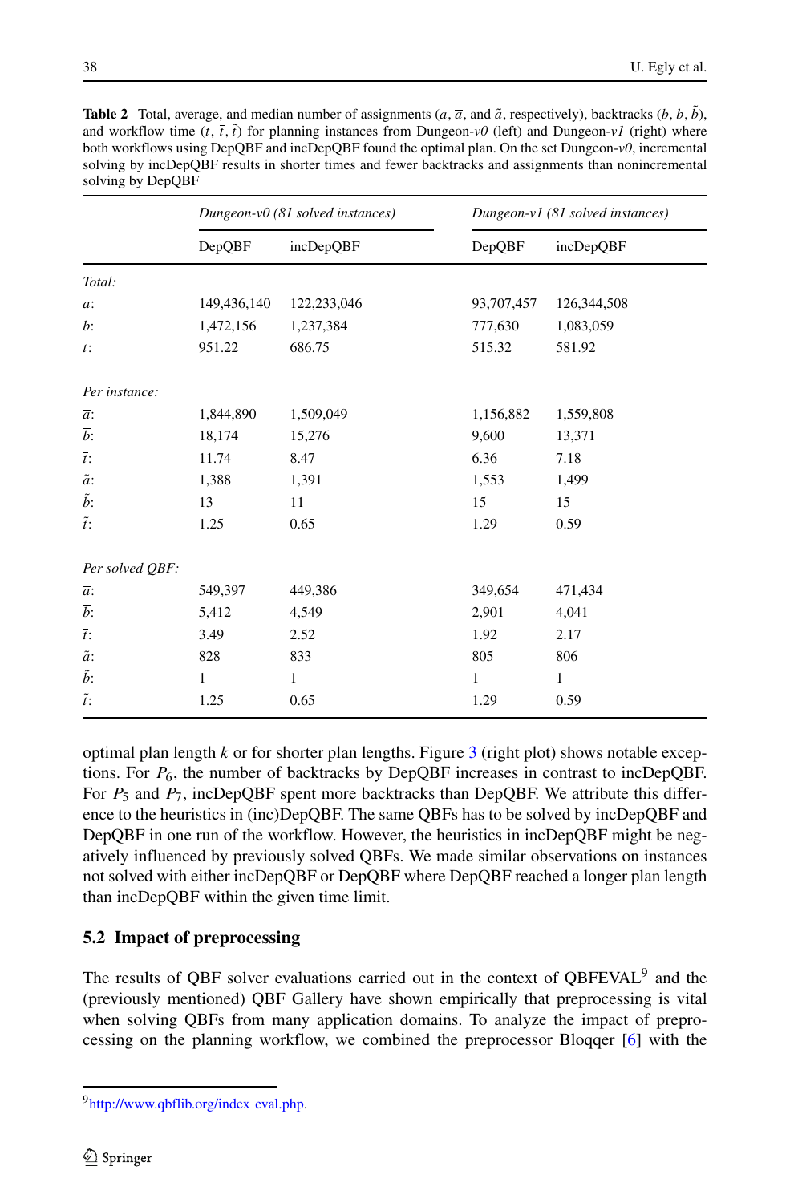**Table 2** Total, average, and median number of assignments ($a$, $\overline{a}$, and $\tilde{a}$, respectively), backtracks ($b$, $\overline{b}$, $\tilde{b}$), and workflow time ($t$, $\overline{t}$, $\tilde{t}$) for planning instances from Dungeon-*v0* (left) and Dungeon-*v1* (right) where both workflows using DepQBF and incDepQBF found the optimal plan. On the set Dungeon-*v0*, incremental solving by incDepQBF results in shorter times and fewer backtracks and assignments than nonincremental solving by DepQBF

| | *Dungeon-v0 (81 solved instances)* | | *Dungeon-v1 (81 solved instances)* | |
|---|---|---|---|---|
| | DepQBF | incDepQBF | DepQBF | incDepQBF |
| *Total:* | | | | |
| $a$: | 149,436,140 | 122,233,046 | 93,707,457 | 126,344,508 |
| $b$: | 1,472,156 | 1,237,384 | 777,630 | 1,083,059 |
| $t$: | 951.22 | 686.75 | 515.32 | 581.92 |
| *Per instance:* | | | | |
| $\overline{a}$: | 1,844,890 | 1,509,049 | 1,156,882 | 1,559,808 |
| $\overline{b}$: | 18,174 | 15,276 | 9,600 | 13,371 |
| $\overline{t}$: | 11.74 | 8.47 | 6.36 | 7.18 |
| $\tilde{a}$: | 1,388 | 1,391 | 1,553 | 1,499 |
| $\tilde{b}$: | 13 | 11 | 15 | 15 |
| $\tilde{t}$: | 1.25 | 0.65 | 1.29 | 0.59 |
| *Per solved QBF:* | | | | |
| $\overline{a}$: | 549,397 | 449,386 | 349,654 | 471,434 |
| $\overline{b}$: | 5,412 | 4,549 | 2,901 | 4,041 |
| $\overline{t}$: | 3.49 | 2.52 | 1.92 | 2.17 |
| $\tilde{a}$: | 828 | 833 | 805 | 806 |
| $\tilde{b}$: | 1 | 1 | 1 | 1 |
| $\tilde{t}$: | 1.25 | 0.65 | 1.29 | 0.59 |

optimal plan length $k$ or for shorter plan lengths. Figure 3 (right plot) shows notable exceptions. For $P_6$, the number of backtracks by DepQBF increases in contrast to incDepQBF. For $P_5$ and $P_7$, incDepQBF spent more backtracks than DepQBF. We attribute this difference to the heuristics in (inc)DepQBF. The same QBFs has to be solved by incDepQBF and DepQBF in one run of the workflow. However, the heuristics in incDepQBF might be negatively influenced by previously solved QBFs. We made similar observations on instances not solved with either incDepQBF or DepQBF where DepQBF reached a longer plan length than incDepQBF within the given time limit.

## 5.2 Impact of preprocessing

The results of QBF solver evaluations carried out in the context of QBFEVAL[9] and the (previously mentioned) QBF Gallery have shown empirically that preprocessing is vital when solving QBFs from many application domains. To analyze the impact of preprocessing on the planning workflow, we combined the preprocessor Bloqqer [6] with the

[9] http://www.qbflib.org/index_eval.php.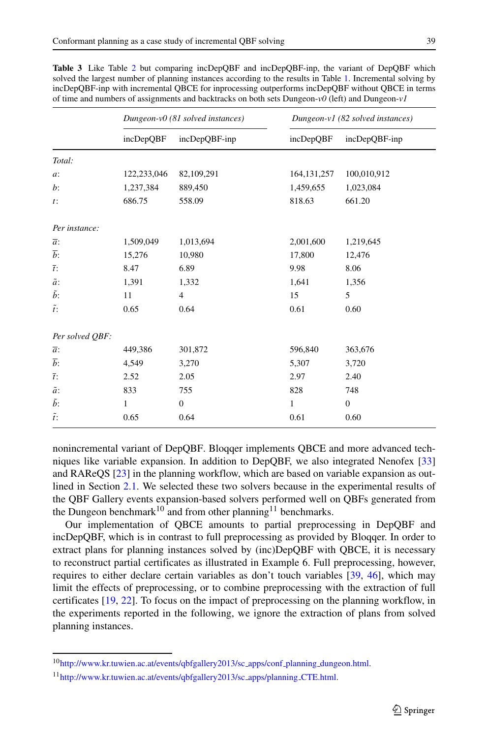**Table 3** Like Table 2 but comparing incDepQBF and incDepQBF-inp, the variant of DepQBF which solved the largest number of planning instances according to the results in Table 1. Incremental solving by incDepQBF-inp with incremental QBCE for inprocessing outperforms incDepQBF without QBCE in terms of time and numbers of assignments and backtracks on both sets Dungeon-*v0* (left) and Dungeon-*v1*

| | *Dungeon-v0 (81 solved instances)* | | *Dungeon-v1 (82 solved instances)* | |
|---|---|---|---|---|
| | incDepQBF | incDepQBF-inp | incDepQBF | incDepQBF-inp |
| *Total:* | | | | |
| $a$: | 122,233,046 | 82,109,291 | 164,131,257 | 100,010,912 |
| $b$: | 1,237,384 | 889,450 | 1,459,655 | 1,023,084 |
| $t$: | 686.75 | 558.09 | 818.63 | 661.20 |
| *Per instance:* | | | | |
| $\overline{a}$: | 1,509,049 | 1,013,694 | 2,001,600 | 1,219,645 |
| $\overline{b}$: | 15,276 | 10,980 | 17,800 | 12,476 |
| $\overline{t}$: | 8.47 | 6.89 | 9.98 | 8.06 |
| $\tilde{a}$: | 1,391 | 1,332 | 1,641 | 1,356 |
| $\tilde{b}$: | 11 | 4 | 15 | 5 |
| $\tilde{t}$: | 0.65 | 0.64 | 0.61 | 0.60 |
| *Per solved QBF:* | | | | |
| $\overline{a}$: | 449,386 | 301,872 | 596,840 | 363,676 |
| $\overline{b}$: | 4,549 | 3,270 | 5,307 | 3,720 |
| $\overline{t}$: | 2.52 | 2.05 | 2.97 | 2.40 |
| $\tilde{a}$: | 833 | 755 | 828 | 748 |
| $\tilde{b}$: | 1 | 0 | 1 | 0 |
| $\tilde{t}$: | 0.65 | 0.64 | 0.61 | 0.60 |

nonincremental variant of DepQBF. Bloqqer implements QBCE and more advanced techniques like variable expansion. In addition to DepQBF, we also integrated Nenofex [33] and RAReQS [23] in the planning workflow, which are based on variable expansion as outlined in Section 2.1. We selected these two solvers because in the experimental results of the QBF Gallery events expansion-based solvers performed well on QBFs generated from the Dungeon benchmark[10] and from other planning[11] benchmarks.

Our implementation of QBCE amounts to partial preprocessing in DepQBF and incDepQBF, which is in contrast to full preprocessing as provided by Bloqqer. In order to extract plans for planning instances solved by (inc)DepQBF with QBCE, it is necessary to reconstruct partial certificates as illustrated in Example 6. Full preprocessing, however, requires to either declare certain variables as don't touch variables [39, 46], which may limit the effects of preprocessing, or to combine preprocessing with the extraction of full certificates [19, 22]. To focus on the impact of preprocessing on the planning workflow, in the experiments reported in the following, we ignore the extraction of plans from solved planning instances.

[10] http://www.kr.tuwien.ac.at/events/qbfgallery2013/sc_apps/conf_planning_dungeon.html.

[11] http://www.kr.tuwien.ac.at/events/qbfgallery2013/sc_apps/planning_CTE.html.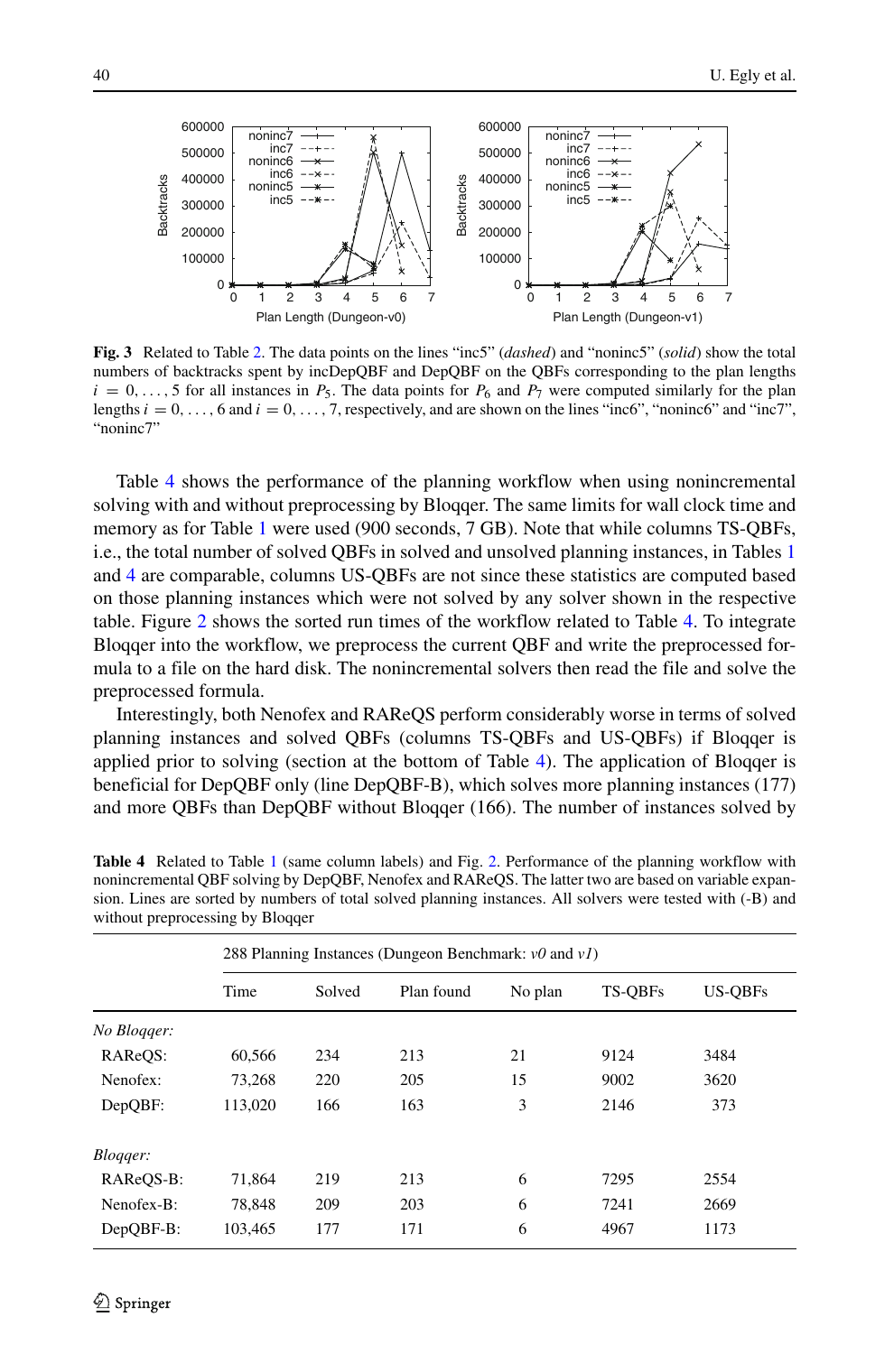600000
500000
400000
300000
200000
100000
0

Backtracks

nonine7
inc7
noninc6
inc6
noninc5
inc5

0 1 2 3 4 5 6 7

Plan Length (Dungeon-v0)

600000
500000
400000
300000
200000
100000
0

Backtracks

noninc7
inc7
noninc6
inc6
noninc5
inc5

0 1 2 3 4 5 6 7

Plan Length (Dungeon-v1)

**Fig. 3** Related to Table 2. The data points on the lines "inc5" (*dashed*) and "noninc5" (*solid*) show the total numbers of backtracks spent by incDepQBF and DepQBF on the QBFs corresponding to the plan lengths $i = 0, \ldots, 5$ for all instances in $P_5$. The data points for $P_6$ and $P_7$ were computed similarly for the plan lengths $i = 0, \ldots, 6$ and $i = 0, \ldots, 7$, respectively, and are shown on the lines "inc6", "noninc6" and "inc7", "noninc7"

Table 4 shows the performance of the planning workflow when using nonincremental solving with and without preprocessing by Bloqqer. The same limits for wall clock time and memory as for Table 1 were used (900 seconds, 7 GB). Note that while columns TS-QBFs, i.e., the total number of solved QBFs in solved and unsolved planning instances, in Tables 1 and 4 are comparable, columns US-QBFs are not since these statistics are computed based on those planning instances which were not solved by any solver shown in the respective table. Figure 2 shows the sorted run times of the workflow related to Table 4. To integrate Bloqqer into the workflow, we preprocess the current QBF and write the preprocessed formula to a file on the hard disk. The nonincremental solvers then read the file and solve the preprocessed formula.

Interestingly, both Nenofex and RAReQS perform considerably worse in terms of solved planning instances and solved QBFs (columns TS-QBFs and US-QBFs) if Bloqqer is applied prior to solving (section at the bottom of Table 4). The application of Bloqqer is beneficial for DepQBF only (line DepQBF-B), which solves more planning instances (177) and more QBFs than DepQBF without Bloqqer (166). The number of instances solved by

**Table 4** Related to Table 1 (same column labels) and Fig. 2. Performance of the planning workflow with nonincremental QBF solving by DepQBF, Nenofex and RAReQS. The latter two are based on variable expansion. Lines are sorted by numbers of total solved planning instances. All solvers were tested with (-B) and without preprocessing by Bloqqer

| | 288 Planning Instances (Dungeon Benchmark: *v0* and *v1*) | | | | | |
|---|---|---|---|---|---|---|
| | Time | Solved | Plan found | No plan | TS-QBFs | US-QBFs |
| *No Bloqqer:* | | | | | | |
| RAReQS: | 60,566 | 234 | 213 | 21 | 9124 | 3484 |
| Nenofex: | 73,268 | 220 | 205 | 15 | 9002 | 3620 |
| DepQBF: | 113,020 | 166 | 163 | 3 | 2146 | 373 |
| *Bloqqer:* | | | | | | |
| RAReQS-B: | 71,864 | 219 | 213 | 6 | 7295 | 2554 |
| Nenofex-B: | 78,848 | 209 | 203 | 6 | 7241 | 2669 |
| DepQBF-B: | 103,465 | 177 | 171 | 6 | 4967 | 1173 |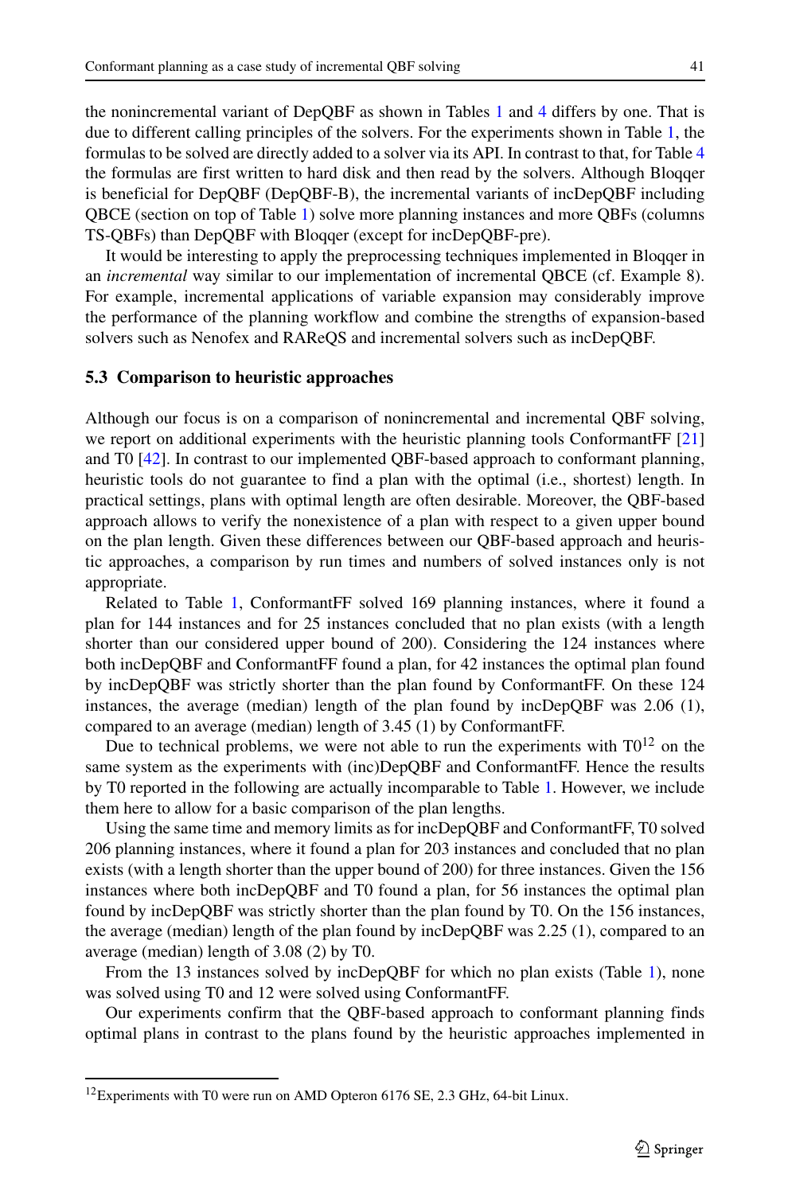the nonincremental variant of DepQBF as shown in Tables 1 and 4 differs by one. That is due to different calling principles of the solvers. For the experiments shown in Table 1, the formulas to be solved are directly added to a solver via its API. In contrast to that, for Table 4 the formulas are first written to hard disk and then read by the solvers. Although Bloqqer is beneficial for DepQBF (DepQBF-B), the incremental variants of incDepQBF including QBCE (section on top of Table 1) solve more planning instances and more QBFs (columns TS-QBFs) than DepQBF with Bloqqer (except for incDepQBF-pre).

It would be interesting to apply the preprocessing techniques implemented in Bloqqer in an *incremental* way similar to our implementation of incremental QBCE (cf. Example 8). For example, incremental applications of variable expansion may considerably improve the performance of the planning workflow and combine the strengths of expansion-based solvers such as Nenofex and RAReQS and incremental solvers such as incDepQBF.

### 5.3 Comparison to heuristic approaches

Although our focus is on a comparison of nonincremental and incremental QBF solving, we report on additional experiments with the heuristic planning tools ConformantFF [21] and T0 [42]. In contrast to our implemented QBF-based approach to conformant planning, heuristic tools do not guarantee to find a plan with the optimal (i.e., shortest) length. In practical settings, plans with optimal length are often desirable. Moreover, the QBF-based approach allows to verify the nonexistence of a plan with respect to a given upper bound on the plan length. Given these differences between our QBF-based approach and heuristic approaches, a comparison by run times and numbers of solved instances only is not appropriate.

Related to Table 1, ConformantFF solved 169 planning instances, where it found a plan for 144 instances and for 25 instances concluded that no plan exists (with a length shorter than our considered upper bound of 200). Considering the 124 instances where both incDepQBF and ConformantFF found a plan, for 42 instances the optimal plan found by incDepQBF was strictly shorter than the plan found by ConformantFF. On these 124 instances, the average (median) length of the plan found by incDepQBF was 2.06 (1), compared to an average (median) length of 3.45 (1) by ConformantFF.

Due to technical problems, we were not able to run the experiments with T0[12] on the same system as the experiments with (inc)DepQBF and ConformantFF. Hence the results by T0 reported in the following are actually incomparable to Table 1. However, we include them here to allow for a basic comparison of the plan lengths.

Using the same time and memory limits as for incDepQBF and ConformantFF, T0 solved 206 planning instances, where it found a plan for 203 instances and concluded that no plan exists (with a length shorter than the upper bound of 200) for three instances. Given the 156 instances where both incDepQBF and T0 found a plan, for 56 instances the optimal plan found by incDepQBF was strictly shorter than the plan found by T0. On the 156 instances, the average (median) length of the plan found by incDepQBF was 2.25 (1), compared to an average (median) length of 3.08 (2) by T0.

From the 13 instances solved by incDepQBF for which no plan exists (Table 1), none was solved using T0 and 12 were solved using ConformantFF.

Our experiments confirm that the QBF-based approach to conformant planning finds optimal plans in contrast to the plans found by the heuristic approaches implemented in

[12] Experiments with T0 were run on AMD Opteron 6176 SE, 2.3 GHz, 64-bit Linux.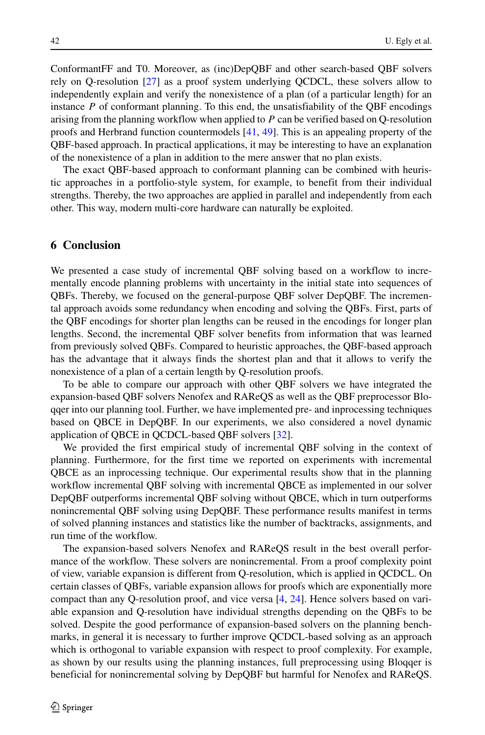ConformantFF and T0. Moreover, as (inc)DepQBF and other search-based QBF solvers rely on Q-resolution [27] as a proof system underlying QCDCL, these solvers allow to independently explain and verify the nonexistence of a plan (of a particular length) for an instance $P$ of conformant planning. To this end, the unsatisfiability of the QBF encodings arising from the planning workflow when applied to $P$ can be verified based on Q-resolution proofs and Herbrand function countermodels [41, 49]. This is an appealing property of the QBF-based approach. In practical applications, it may be interesting to have an explanation of the nonexistence of a plan in addition to the mere answer that no plan exists.

The exact QBF-based approach to conformant planning can be combined with heuristic approaches in a portfolio-style system, for example, to benefit from their individual strengths. Thereby, the two approaches are applied in parallel and independently from each other. This way, modern multi-core hardware can naturally be exploited.

## 6 Conclusion

We presented a case study of incremental QBF solving based on a workflow to incrementally encode planning problems with uncertainty in the initial state into sequences of QBFs. Thereby, we focused on the general-purpose QBF solver DepQBF. The incremental approach avoids some redundancy when encoding and solving the QBFs. First, parts of the QBF encodings for shorter plan lengths can be reused in the encodings for longer plan lengths. Second, the incremental QBF solver benefits from information that was learned from previously solved QBFs. Compared to heuristic approaches, the QBF-based approach has the advantage that it always finds the shortest plan and that it allows to verify the nonexistence of a plan of a certain length by Q-resolution proofs.

To be able to compare our approach with other QBF solvers we have integrated the expansion-based QBF solvers Nenofex and RAReQS as well as the QBF preprocessor Bloqqer into our planning tool. Further, we have implemented pre- and inprocessing techniques based on QBCE in DepQBF. In our experiments, we also considered a novel dynamic application of QBCE in QCDCL-based QBF solvers [32].

We provided the first empirical study of incremental QBF solving in the context of planning. Furthermore, for the first time we reported on experiments with incremental QBCE as an inprocessing technique. Our experimental results show that in the planning workflow incremental QBF solving with incremental QBCE as implemented in our solver DepQBF outperforms incremental QBF solving without QBCE, which in turn outperforms nonincremental QBF solving using DepQBF. These performance results manifest in terms of solved planning instances and statistics like the number of backtracks, assignments, and run time of the workflow.

The expansion-based solvers Nenofex and RAReQS result in the best overall performance of the workflow. These solvers are nonincremental. From a proof complexity point of view, variable expansion is different from Q-resolution, which is applied in QCDCL. On certain classes of QBFs, variable expansion allows for proofs which are exponentially more compact than any Q-resolution proof, and vice versa [4, 24]. Hence solvers based on variable expansion and Q-resolution have individual strengths depending on the QBFs to be solved. Despite the good performance of expansion-based solvers on the planning benchmarks, in general it is necessary to further improve QCDCL-based solving as an approach which is orthogonal to variable expansion with respect to proof complexity. For example, as shown by our results using the planning instances, full preprocessing using Bloqqer is beneficial for nonincremental solving by DepQBF but harmful for Nenofex and RAReQS.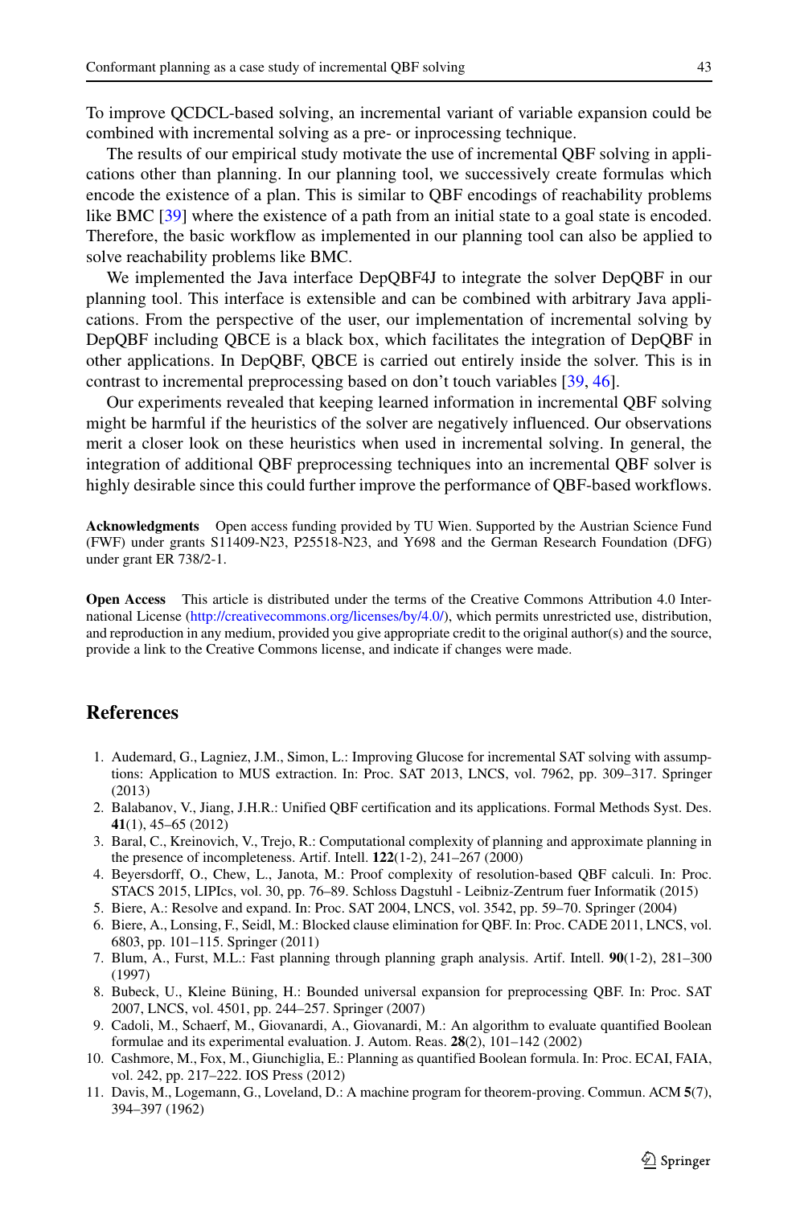To improve QCDCL-based solving, an incremental variant of variable expansion could be combined with incremental solving as a pre- or inprocessing technique.

The results of our empirical study motivate the use of incremental QBF solving in applications other than planning. In our planning tool, we successively create formulas which encode the existence of a plan. This is similar to QBF encodings of reachability problems like BMC [39] where the existence of a path from an initial state to a goal state is encoded. Therefore, the basic workflow as implemented in our planning tool can also be applied to solve reachability problems like BMC.

We implemented the Java interface DepQBF4J to integrate the solver DepQBF in our planning tool. This interface is extensible and can be combined with arbitrary Java applications. From the perspective of the user, our implementation of incremental solving by DepQBF including QBCE is a black box, which facilitates the integration of DepQBF in other applications. In DepQBF, QBCE is carried out entirely inside the solver. This is in contrast to incremental preprocessing based on don't touch variables [39, 46].

Our experiments revealed that keeping learned information in incremental QBF solving might be harmful if the heuristics of the solver are negatively influenced. Our observations merit a closer look on these heuristics when used in incremental solving. In general, the integration of additional QBF preprocessing techniques into an incremental QBF solver is highly desirable since this could further improve the performance of QBF-based workflows.

**Acknowledgments** Open access funding provided by TU Wien. Supported by the Austrian Science Fund (FWF) under grants S11409-N23, P25518-N23, and Y698 and the German Research Foundation (DFG) under grant ER 738/2-1.

**Open Access** This article is distributed under the terms of the Creative Commons Attribution 4.0 International License (http://creativecommons.org/licenses/by/4.0/), which permits unrestricted use, distribution, and reproduction in any medium, provided you give appropriate credit to the original author(s) and the source, provide a link to the Creative Commons license, and indicate if changes were made.

## References

1. Audemard, G., Lagniez, J.M., Simon, L.: Improving Glucose for incremental SAT solving with assumptions: Application to MUS extraction. In: Proc. SAT 2013, LNCS, vol. 7962, pp. 309–317. Springer (2013)
2. Balabanov, V., Jiang, J.H.R.: Unified QBF certification and its applications. Formal Methods Syst. Des. **41**(1), 45–65 (2012)
3. Baral, C., Kreinovich, V., Trejo, R.: Computational complexity of planning and approximate planning in the presence of incompleteness. Artif. Intell. **122**(1-2), 241–267 (2000)
4. Beyersdorff, O., Chew, L., Janota, M.: Proof complexity of resolution-based QBF calculi. In: Proc. STACS 2015, LIPIcs, vol. 30, pp. 76–89. Schloss Dagstuhl - Leibniz-Zentrum fuer Informatik (2015)
5. Biere, A.: Resolve and expand. In: Proc. SAT 2004, LNCS, vol. 3542, pp. 59–70. Springer (2004)
6. Biere, A., Lonsing, F., Seidl, M.: Blocked clause elimination for QBF. In: Proc. CADE 2011, LNCS, vol. 6803, pp. 101–115. Springer (2011)
7. Blum, A., Furst, M.L.: Fast planning through planning graph analysis. Artif. Intell. **90**(1-2), 281–300 (1997)
8. Bubeck, U., Kleine Büning, H.: Bounded universal expansion for preprocessing QBF. In: Proc. SAT 2007, LNCS, vol. 4501, pp. 244–257. Springer (2007)
9. Cadoli, M., Schaerf, M., Giovanardi, A., Giovanardi, M.: An algorithm to evaluate quantified Boolean formulae and its experimental evaluation. J. Autom. Reas. **28**(2), 101–142 (2002)
10. Cashmore, M., Fox, M., Giunchiglia, E.: Planning as quantified Boolean formula. In: Proc. ECAI, FAIA, vol. 242, pp. 217–222. IOS Press (2012)
11. Davis, M., Logemann, G., Loveland, D.: A machine program for theorem-proving. Commun. ACM **5**(7), 394–397 (1962)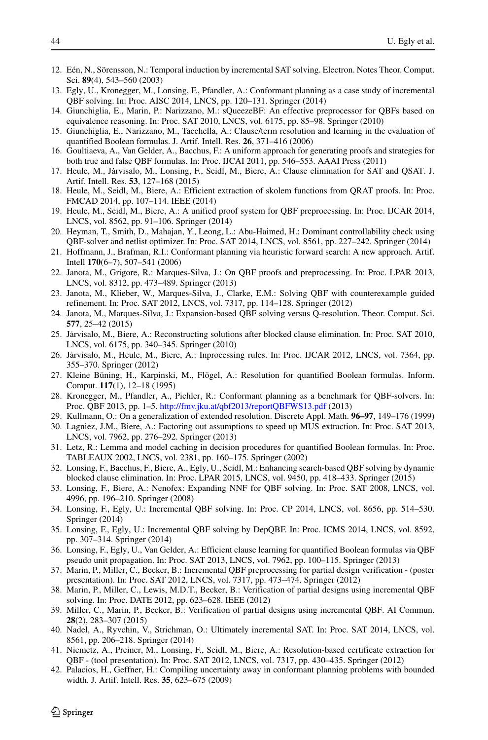12. Eén, N., Sörensson, N.: Temporal induction by incremental SAT solving. Electron. Notes Theor. Comput. Sci. **89**(4), 543–560 (2003)
13. Egly, U., Kronegger, M., Lonsing, F., Pfandler, A.: Conformant planning as a case study of incremental QBF solving. In: Proc. AISC 2014, LNCS, pp. 120–131. Springer (2014)
14. Giunchiglia, E., Marin, P.: Narizzano, M.: sQueezeBF: An effective preprocessor for QBFs based on equivalence reasoning. In: Proc. SAT 2010, LNCS, vol. 6175, pp. 85–98. Springer (2010)
15. Giunchiglia, E., Narizzano, M., Tacchella, A.: Clause/term resolution and learning in the evaluation of quantified Boolean formulas. J. Artif. Intell. Res. **26**, 371–416 (2006)
16. Goultiaeva, A., Van Gelder, A., Bacchus, F.: A uniform approach for generating proofs and strategies for both true and false QBF formulas. In: Proc. IJCAI 2011, pp. 546–553. AAAI Press (2011)
17. Heule, M., Järvisalo, M., Lonsing, F., Seidl, M., Biere, A.: Clause elimination for SAT and QSAT. J. Artif. Intell. Res. **53**, 127–168 (2015)
18. Heule, M., Seidl, M., Biere, A.: Efficient extraction of skolem functions from QRAT proofs. In: Proc. FMCAD 2014, pp. 107–114. IEEE (2014)
19. Heule, M., Seidl, M., Biere, A.: A unified proof system for QBF preprocessing. In: Proc. IJCAR 2014, LNCS, vol. 8562, pp. 91–106. Springer (2014)
20. Heyman, T., Smith, D., Mahajan, Y., Leong, L.: Abu-Haimed, H.: Dominant controllability check using QBF-solver and netlist optimizer. In: Proc. SAT 2014, LNCS, vol. 8561, pp. 227–242. Springer (2014)
21. Hoffmann, J., Brafman, R.I.: Conformant planning via heuristic forward search: A new approach. Artif. Intell **170**(6–7), 507–541 (2006)
22. Janota, M., Grigore, R.: Marques-Silva, J.: On QBF proofs and preprocessing. In: Proc. LPAR 2013, LNCS, vol. 8312, pp. 473–489. Springer (2013)
23. Janota, M., Klieber, W., Marques-Silva, J., Clarke, E.M.: Solving QBF with counterexample guided refinement. In: Proc. SAT 2012, LNCS, vol. 7317, pp. 114–128. Springer (2012)
24. Janota, M., Marques-Silva, J.: Expansion-based QBF solving versus Q-resolution. Theor. Comput. Sci. **577**, 25–42 (2015)
25. Järvisalo, M., Biere, A.: Reconstructing solutions after blocked clause elimination. In: Proc. SAT 2010, LNCS, vol. 6175, pp. 340–345. Springer (2010)
26. Järvisalo, M., Heule, M., Biere, A.: Inprocessing rules. In: Proc. IJCAR 2012, LNCS, vol. 7364, pp. 355–370. Springer (2012)
27. Kleine Büning, H., Karpinski, M., Flögel, A.: Resolution for quantified Boolean formulas. Inform. Comput. **117**(1), 12–18 (1995)
28. Kronegger, M., Pfandler, A., Pichler, R.: Conformant planning as a benchmark for QBF-solvers. In: Proc. QBF 2013, pp. 1–5. http://fmv.jku.at/qbf2013/reportQBFWS13.pdf (2013)
29. Kullmann, O.: On a generalization of extended resolution. Discrete Appl. Math. **96–97**, 149–176 (1999)
30. Lagniez, J.M., Biere, A.: Factoring out assumptions to speed up MUS extraction. In: Proc. SAT 2013, LNCS, vol. 7962, pp. 276–292. Springer (2013)
31. Letz, R.: Lemma and model caching in decision procedures for quantified Boolean formulas. In: Proc. TABLEAUX 2002, LNCS, vol. 2381, pp. 160–175. Springer (2002)
32. Lonsing, F., Bacchus, F., Biere, A., Egly, U., Seidl, M.: Enhancing search-based QBF solving by dynamic blocked clause elimination. In: Proc. LPAR 2015, LNCS, vol. 9450, pp. 418–433. Springer (2015)
33. Lonsing, F., Biere, A.: Nenofex: Expanding NNF for QBF solving. In: Proc. SAT 2008, LNCS, vol. 4996, pp. 196–210. Springer (2008)
34. Lonsing, F., Egly, U.: Incremental QBF solving. In: Proc. CP 2014, LNCS, vol. 8656, pp. 514–530. Springer (2014)
35. Lonsing, F., Egly, U.: Incremental QBF solving by DepQBF. In: Proc. ICMS 2014, LNCS, vol. 8592, pp. 307–314. Springer (2014)
36. Lonsing, F., Egly, U., Van Gelder, A.: Efficient clause learning for quantified Boolean formulas via QBF pseudo unit propagation. In: Proc. SAT 2013, LNCS, vol. 7962, pp. 100–115. Springer (2013)
37. Marin, P., Miller, C., Becker, B.: Incremental QBF preprocessing for partial design verification - (poster presentation). In: Proc. SAT 2012, LNCS, vol. 7317, pp. 473–474. Springer (2012)
38. Marin, P., Miller, C., Lewis, M.D.T., Becker, B.: Verification of partial designs using incremental QBF solving. In: Proc. DATE 2012, pp. 623–628. IEEE (2012)
39. Miller, C., Marin, P., Becker, B.: Verification of partial designs using incremental QBF. AI Commun. **28**(2), 283–307 (2015)
40. Nadel, A., Ryvchin, V., Strichman, O.: Ultimately incremental SAT. In: Proc. SAT 2014, LNCS, vol. 8561, pp. 206–218. Springer (2014)
41. Niemetz, A., Preiner, M., Lonsing, F., Seidl, M., Biere, A.: Resolution-based certificate extraction for QBF - (tool presentation). In: Proc. SAT 2012, LNCS, vol. 7317, pp. 430–435. Springer (2012)
42. Palacios, H., Geffner, H.: Compiling uncertainty away in conformant planning problems with bounded width. J. Artif. Intell. Res. **35**, 623–675 (2009)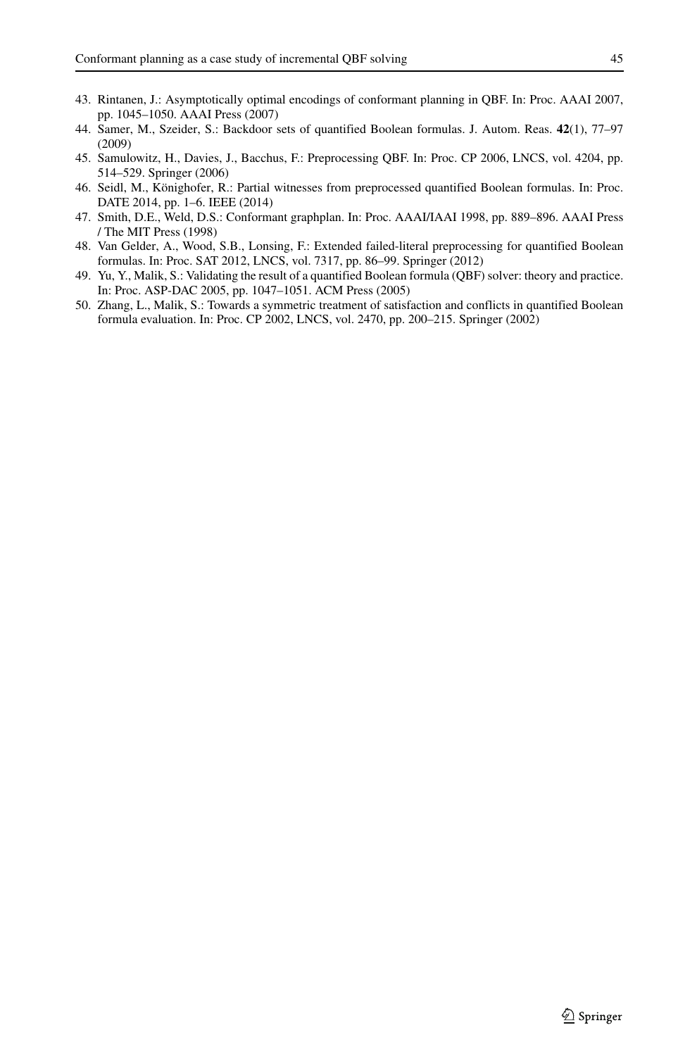43. Rintanen, J.: Asymptotically optimal encodings of conformant planning in QBF. In: Proc. AAAI 2007, pp. 1045–1050. AAAI Press (2007)
44. Samer, M., Szeider, S.: Backdoor sets of quantified Boolean formulas. J. Autom. Reas. **42**(1), 77–97 (2009)
45. Samulowitz, H., Davies, J., Bacchus, F.: Preprocessing QBF. In: Proc. CP 2006, LNCS, vol. 4204, pp. 514–529. Springer (2006)
46. Seidl, M., Könighofer, R.: Partial witnesses from preprocessed quantified Boolean formulas. In: Proc. DATE 2014, pp. 1–6. IEEE (2014)
47. Smith, D.E., Weld, D.S.: Conformant graphplan. In: Proc. AAAI/IAAI 1998, pp. 889–896. AAAI Press / The MIT Press (1998)
48. Van Gelder, A., Wood, S.B., Lonsing, F.: Extended failed-literal preprocessing for quantified Boolean formulas. In: Proc. SAT 2012, LNCS, vol. 7317, pp. 86–99. Springer (2012)
49. Yu, Y., Malik, S.: Validating the result of a quantified Boolean formula (QBF) solver: theory and practice. In: Proc. ASP-DAC 2005, pp. 1047–1051. ACM Press (2005)
50. Zhang, L., Malik, S.: Towards a symmetric treatment of satisfaction and conflicts in quantified Boolean formula evaluation. In: Proc. CP 2002, LNCS, vol. 2470, pp. 200–215. Springer (2002)